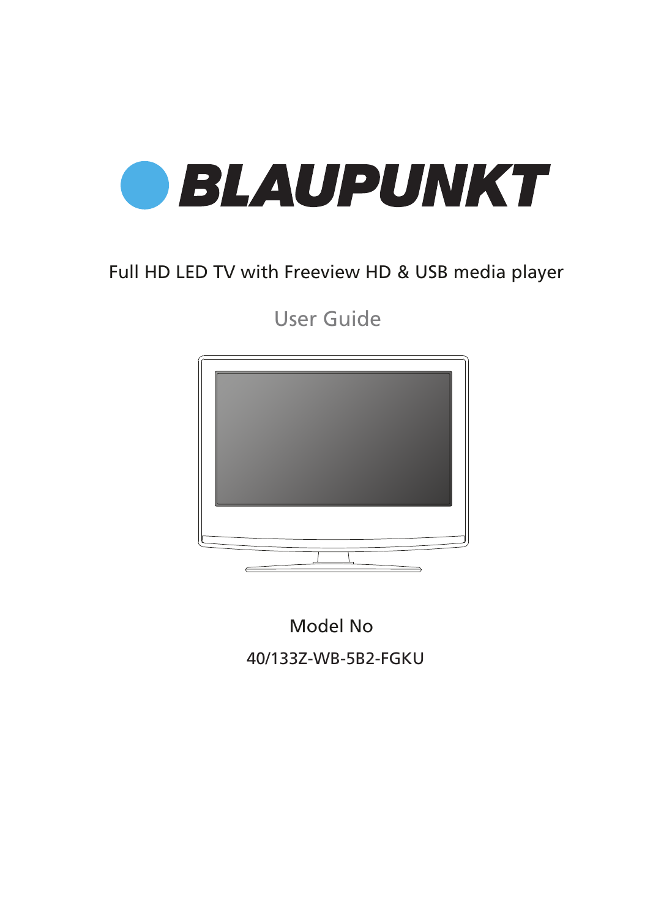# BLAUPUNKT

Full HD LED TV with Freeview HD & USB media player

User Guide

Model No

40/133Z-WB-5B2-FGKU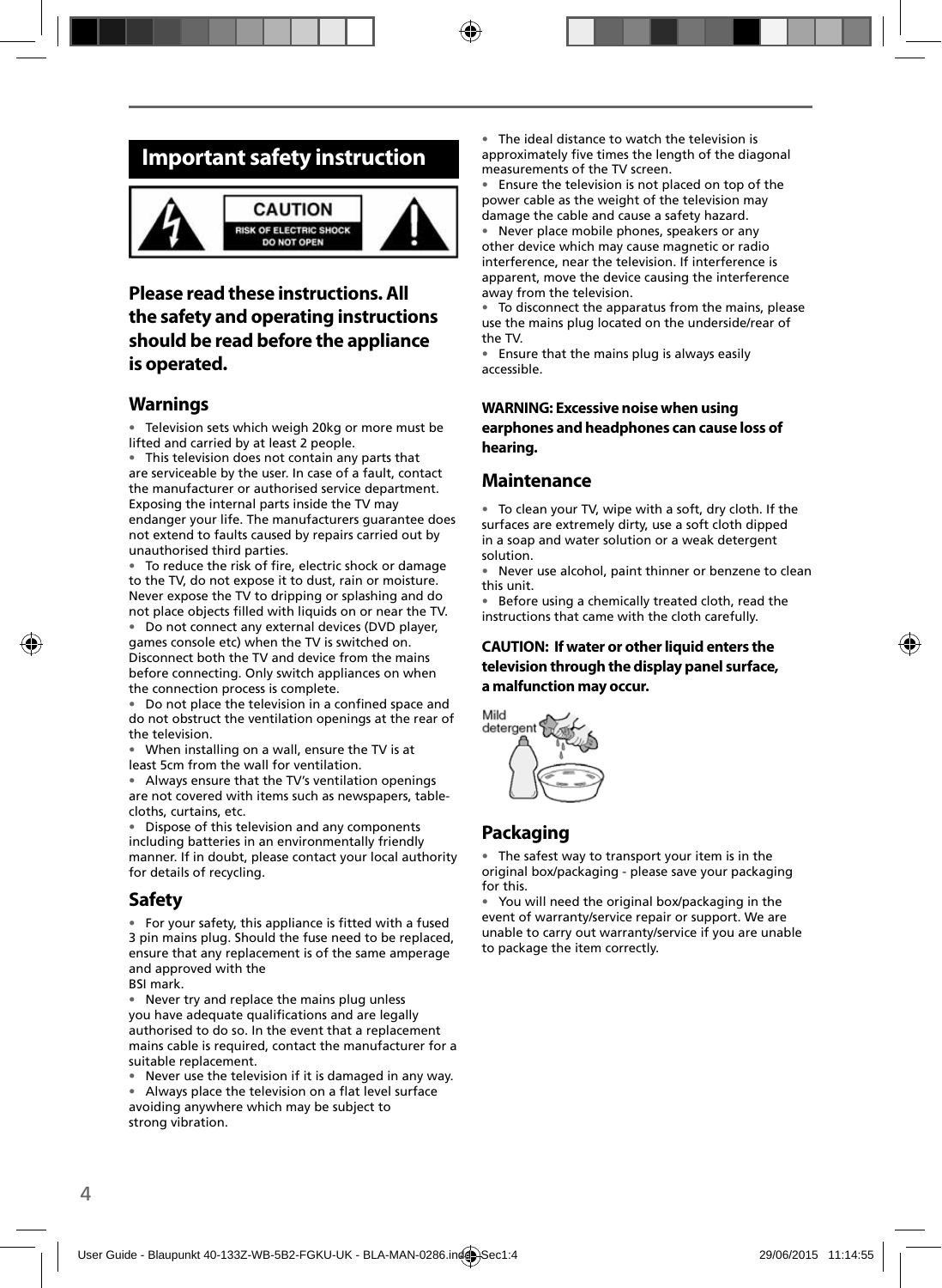# Important safety instruction

CAUTION
RISK OF ELECTRIC SHOCK
DO NOT OPEN

## Please read these instructions. All the safety and operating instructions should be read before the appliance is operated.

## Warnings

- Television sets which weigh 20kg or more must be lifted and carried by at least 2 people.
- This television does not contain any parts that are serviceable by the user. In case of a fault, contact the manufacturer or authorised service department. Exposing the internal parts inside the TV may endanger your life. The manufacturers guarantee does not extend to faults caused by repairs carried out by unauthorised third parties.
- To reduce the risk of fire, electric shock or damage to the TV, do not expose it to dust, rain or moisture. Never expose the TV to dripping or splashing and do not place objects filled with liquids on or near the TV.
- Do not connect any external devices (DVD player, games console etc) when the TV is switched on. Disconnect both the TV and device from the mains before connecting. Only switch appliances on when the connection process is complete.
- Do not place the television in a confined space and do not obstruct the ventilation openings at the rear of the television.
- When installing on a wall, ensure the TV is at least 5cm from the wall for ventilation.
- Always ensure that the TV's ventilation openings are not covered with items such as newspapers, table-cloths, curtains, etc.
- Dispose of this television and any components including batteries in an environmentally friendly manner. If in doubt, please contact your local authority for details of recycling.

## Safety

- For your safety, this appliance is fitted with a fused 3 pin mains plug. Should the fuse need to be replaced, ensure that any replacement is of the same amperage and approved with the BSI mark.
- Never try and replace the mains plug unless you have adequate qualifications and are legally authorised to do so. In the event that a replacement mains cable is required, contact the manufacturer for a suitable replacement.
- Never use the television if it is damaged in any way.
- Always place the television on a flat level surface avoiding anywhere which may be subject to strong vibration.
- The ideal distance to watch the television is approximately five times the length of the diagonal measurements of the TV screen.
- Ensure the television is not placed on top of the power cable as the weight of the television may damage the cable and cause a safety hazard.
- Never place mobile phones, speakers or any other device which may cause magnetic or radio interference, near the television. If interference is apparent, move the device causing the interference away from the television.
- To disconnect the apparatus from the mains, please use the mains plug located on the underside/rear of the TV.
- Ensure that the mains plug is always easily accessible.

**WARNING: Excessive noise when using earphones and headphones can cause loss of hearing.**

## Maintenance

- To clean your TV, wipe with a soft, dry cloth. If the surfaces are extremely dirty, use a soft cloth dipped in a soap and water solution or a weak detergent solution.
- Never use alcohol, paint thinner or benzene to clean this unit.
- Before using a chemically treated cloth, read the instructions that came with the cloth carefully.

**CAUTION: If water or other liquid enters the television through the display panel surface, a malfunction may occur.**

Mild detergent

## Packaging

- The safest way to transport your item is in the original box/packaging - please save your packaging for this.
- You will need the original box/packaging in the event of warranty/service repair or support. We are unable to carry out warranty/service if you are unable to package the item correctly.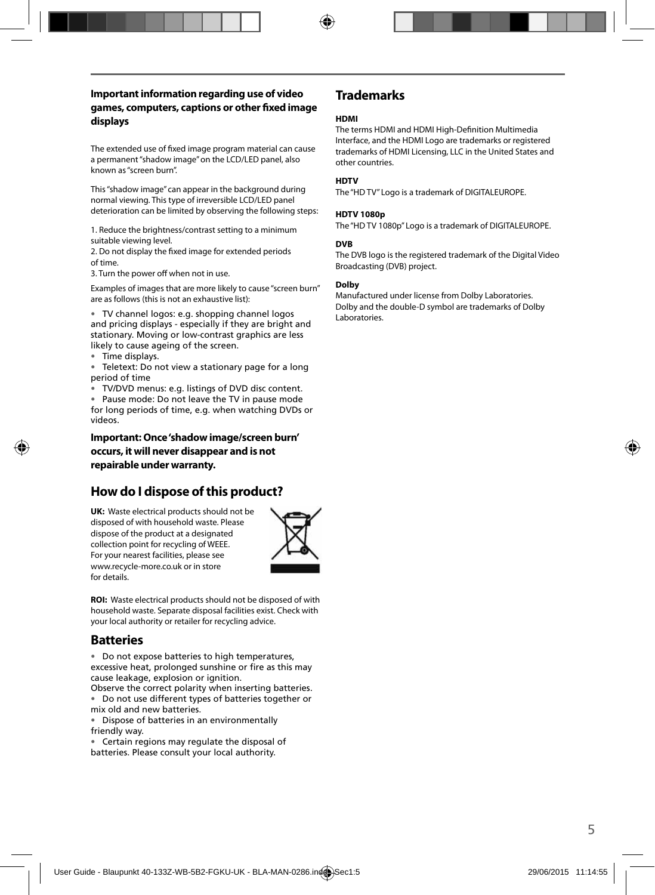### Important information regarding use of video games, computers, captions or other fixed image displays

The extended use of fixed image program material can cause a permanent "shadow image" on the LCD/LED panel, also known as "screen burn".

This "shadow image" can appear in the background during normal viewing. This type of irreversible LCD/LED panel deterioration can be limited by observing the following steps:

1. Reduce the brightness/contrast setting to a minimum suitable viewing level.
2. Do not display the fixed image for extended periods of time.
3. Turn the power off when not in use.

Examples of images that are more likely to cause "screen burn" are as follows (this is not an exhaustive list):

- TV channel logos: e.g. shopping channel logos and pricing displays - especially if they are bright and stationary. Moving or low-contrast graphics are less likely to cause ageing of the screen.
- Time displays.
- Teletext: Do not view a stationary page for a long period of time
- TV/DVD menus: e.g. listings of DVD disc content.
- Pause mode: Do not leave the TV in pause mode for long periods of time, e.g. when watching DVDs or videos.

**Important: Once 'shadow image/screen burn' occurs, it will never disappear and is not repairable under warranty.**

## How do I dispose of this product?

**UK:** Waste electrical products should not be disposed of with household waste. Please dispose of the product at a designated collection point for recycling of WEEE. For your nearest facilities, please see www.recycle-more.co.uk or in store for details.

**ROI:** Waste electrical products should not be disposed of with household waste. Separate disposal facilities exist. Check with your local authority or retailer for recycling advice.

## Batteries

- Do not expose batteries to high temperatures, excessive heat, prolonged sunshine or fire as this may cause leakage, explosion or ignition.
Observe the correct polarity when inserting batteries.
- Do not use different types of batteries together or mix old and new batteries.
- Dispose of batteries in an environmentally friendly way.
- Certain regions may regulate the disposal of batteries. Please consult your local authority.

## Trademarks

**HDMI**
The terms HDMI and HDMI High-Definition Multimedia Interface, and the HDMI Logo are trademarks or registered trademarks of HDMI Licensing, LLC in the United States and other countries.

**HDTV**
The "HD TV" Logo is a trademark of DIGITALEUROPE.

**HDTV 1080p**
The "HD TV 1080p" Logo is a trademark of DIGITALEUROPE.

**DVB**
The DVB logo is the registered trademark of the Digital Video Broadcasting (DVB) project.

**Dolby**
Manufactured under license from Dolby Laboratories. Dolby and the double-D symbol are trademarks of Dolby Laboratories.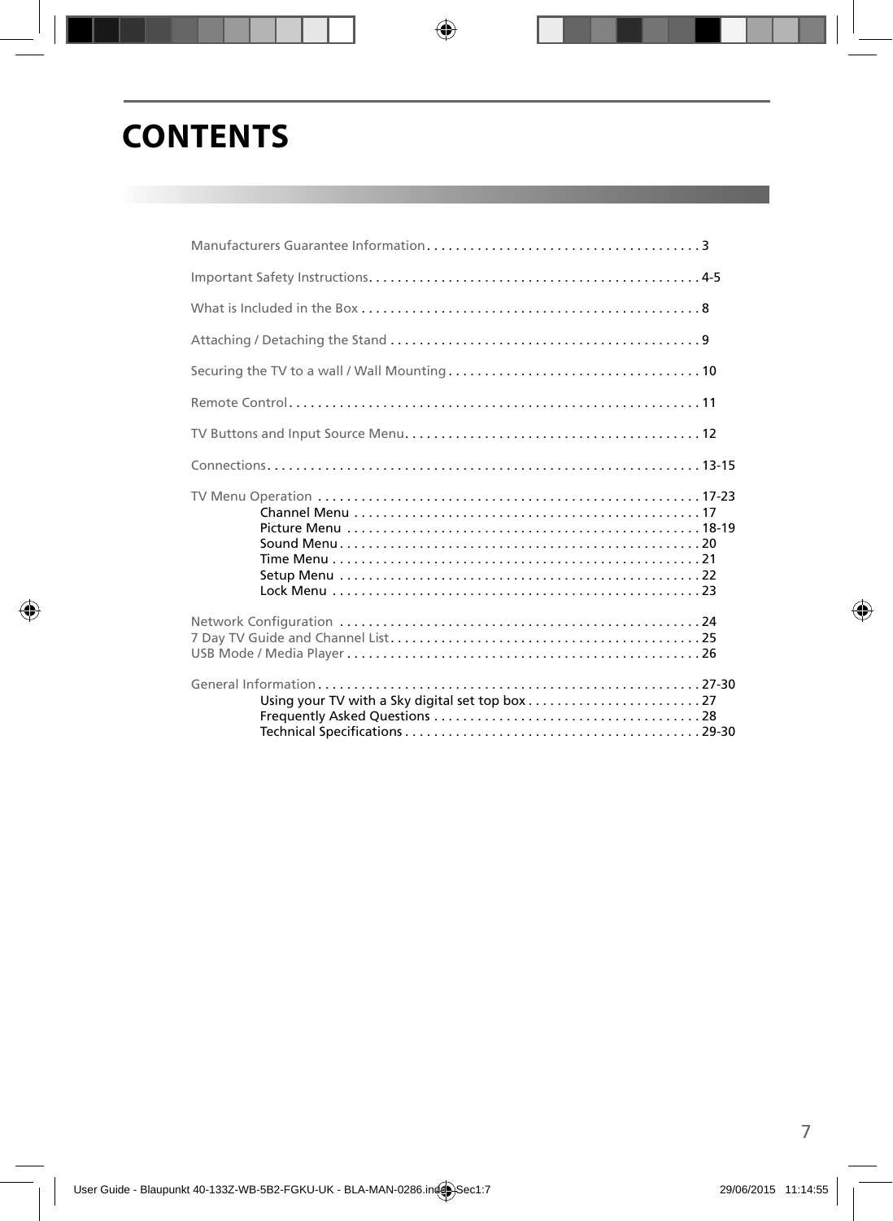# CONTENTS

Manufacturers Guarantee Information . . . . . . . . . . . . . . . . . . . . . . . . . . . . . . . . . . . . . . 3

Important Safety Instructions. . . . . . . . . . . . . . . . . . . . . . . . . . . . . . . . . . . . . . . . . . . . . 4-5

What is Included in the Box . . . . . . . . . . . . . . . . . . . . . . . . . . . . . . . . . . . . . . . . . . . . . . 8

Attaching / Detaching the Stand . . . . . . . . . . . . . . . . . . . . . . . . . . . . . . . . . . . . . . . . . . 9

Securing the TV to a wall / Wall Mounting . . . . . . . . . . . . . . . . . . . . . . . . . . . . . . . . . . 10

Remote Control. . . . . . . . . . . . . . . . . . . . . . . . . . . . . . . . . . . . . . . . . . . . . . . . . . . . . . . . . 11

TV Buttons and Input Source Menu. . . . . . . . . . . . . . . . . . . . . . . . . . . . . . . . . . . . . . . . 12

Connections. . . . . . . . . . . . . . . . . . . . . . . . . . . . . . . . . . . . . . . . . . . . . . . . . . . . . . . . . . . . 13-15

TV Menu Operation . . . . . . . . . . . . . . . . . . . . . . . . . . . . . . . . . . . . . . . . . . . . . . . . . . . . 17-23
- Channel Menu . . . . . . . . . . . . . . . . . . . . . . . . . . . . . . . . . . . . . . . . . . . . . . . . 17
- Picture Menu . . . . . . . . . . . . . . . . . . . . . . . . . . . . . . . . . . . . . . . . . . . . . . . . . 18-19
- Sound Menu . . . . . . . . . . . . . . . . . . . . . . . . . . . . . . . . . . . . . . . . . . . . . . . . . . 20
- Time Menu . . . . . . . . . . . . . . . . . . . . . . . . . . . . . . . . . . . . . . . . . . . . . . . . . . . 21
- Setup Menu . . . . . . . . . . . . . . . . . . . . . . . . . . . . . . . . . . . . . . . . . . . . . . . . . . 22
- Lock Menu . . . . . . . . . . . . . . . . . . . . . . . . . . . . . . . . . . . . . . . . . . . . . . . . . . . 23

Network Configuration . . . . . . . . . . . . . . . . . . . . . . . . . . . . . . . . . . . . . . . . . . . . . . . . . . 24
7 Day TV Guide and Channel List. . . . . . . . . . . . . . . . . . . . . . . . . . . . . . . . . . . . . . . . . . . 25
USB Mode / Media Player . . . . . . . . . . . . . . . . . . . . . . . . . . . . . . . . . . . . . . . . . . . . . . . . . 26

General Information . . . . . . . . . . . . . . . . . . . . . . . . . . . . . . . . . . . . . . . . . . . . . . . . . . . . . 27-30
- Using your TV with a Sky digital set top box . . . . . . . . . . . . . . . . . . . . . . . . 27
- Frequently Asked Questions . . . . . . . . . . . . . . . . . . . . . . . . . . . . . . . . . . . . . 28
- Technical Specifications . . . . . . . . . . . . . . . . . . . . . . . . . . . . . . . . . . . . . . . . . 29-30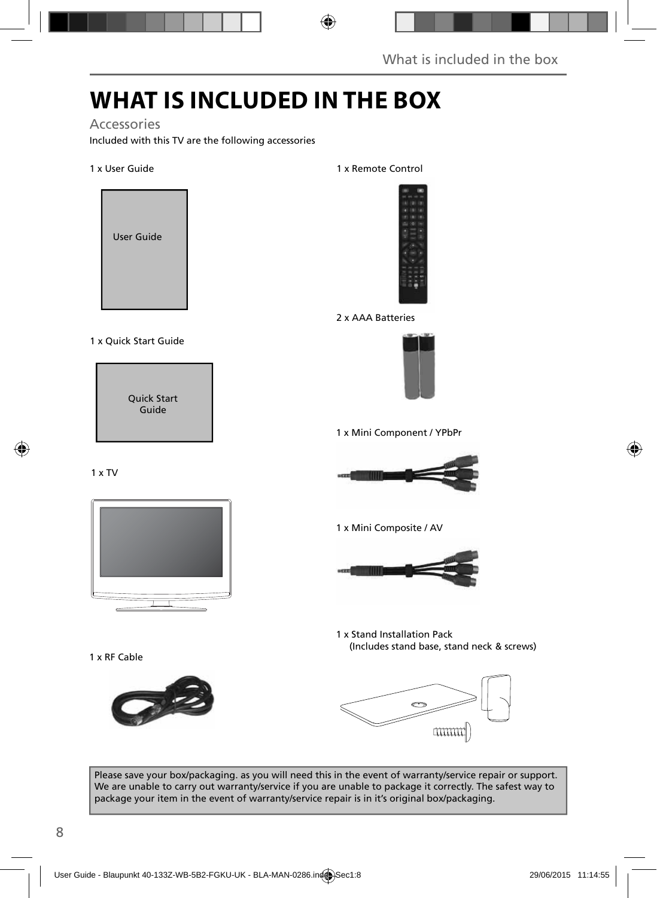# WHAT IS INCLUDED IN THE BOX

## Accessories

Included with this TV are the following accessories

1 x User Guide

User Guide

1 x Quick Start Guide

Quick Start Guide

1 x TV

1 x RF Cable

1 x Remote Control

2 x AAA Batteries

1 x Mini Component / YPbPr

1 x Mini Composite / AV

1 x Stand Installation Pack
(Includes stand base, stand neck & screws)

Please save your box/packaging. as you will need this in the event of warranty/service repair or support. We are unable to carry out warranty/service if you are unable to package it correctly. The safest way to package your item in the event of warranty/service repair is in it's original box/packaging.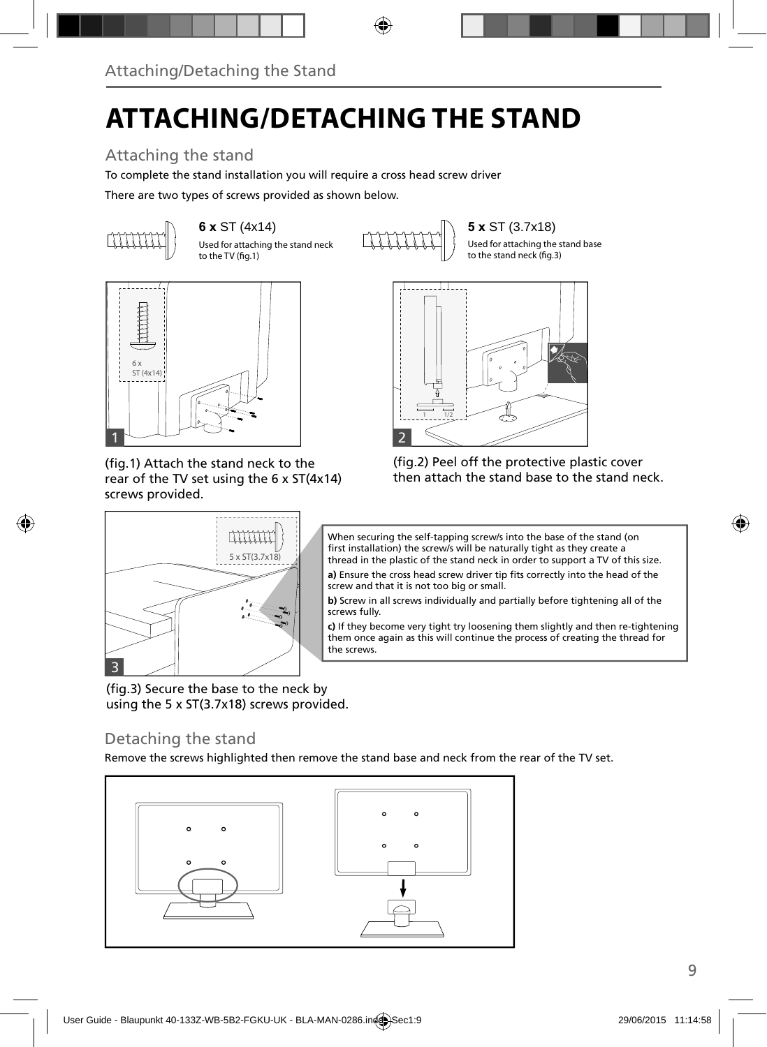# ATTACHING/DETACHING THE STAND

## Attaching the stand

To complete the stand installation you will require a cross head screw driver

There are two types of screws provided as shown below.

**6 x** ST (4x14)
Used for attaching the stand neck to the TV (fig.1)

**5 x** ST (3.7x18)
Used for attaching the stand base to the stand neck (fig.3)

6 x ST (4x14)

(fig.1) Attach the stand neck to the rear of the TV set using the 6 x ST(4x14) screws provided.

(fig.2) Peel off the protective plastic cover then attach the stand base to the stand neck.

5 x ST(3.7x18)

When securing the self-tapping screw/s into the base of the stand (on first installation) the screw/s will be naturally tight as they create a thread in the plastic of the stand neck in order to support a TV of this size.

**a)** Ensure the cross head screw driver tip fits correctly into the head of the screw and that it is not too big or small.

**b)** Screw in all screws individually and partially before tightening all of the screws fully.

**c)** If they become very tight try loosening them slightly and then re-tightening them once again as this will continue the process of creating the thread for the screws.

(fig.3) Secure the base to the neck by using the 5 x ST(3.7x18) screws provided.

## Detaching the stand

Remove the screws highlighted then remove the stand base and neck from the rear of the TV set.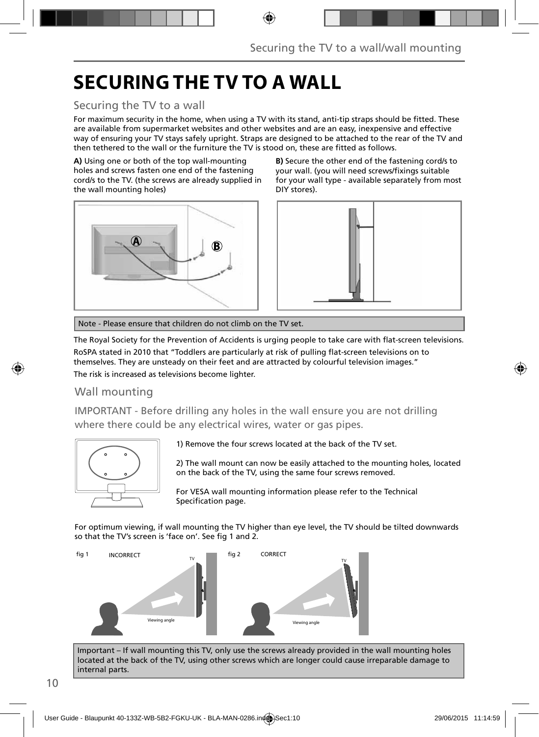# SECURING THE TV TO A WALL

## Securing the TV to a wall

For maximum security in the home, when using a TV with its stand, anti-tip straps should be fitted. These are available from supermarket websites and other websites and are an easy, inexpensive and effective way of ensuring your TV stays safely upright. Straps are designed to be attached to the rear of the TV and then tethered to the wall or the furniture the TV is stood on, these are fitted as follows.

**A)** Using one or both of the top wall-mounting holes and screws fasten one end of the fastening cord/s to the TV. (the screws are already supplied in the wall mounting holes)

**B)** Secure the other end of the fastening cord/s to your wall. (you will need screws/fixings suitable for your wall type - available separately from most DIY stores).

Note - Please ensure that children do not climb on the TV set.

The Royal Society for the Prevention of Accidents is urging people to take care with flat-screen televisions.

RoSPA stated in 2010 that “Toddlers are particularly at risk of pulling flat-screen televisions on to themselves. They are unsteady on their feet and are attracted by colourful television images.”

The risk is increased as televisions become lighter.

## Wall mounting

IMPORTANT - Before drilling any holes in the wall ensure you are not drilling where there could be any electrical wires, water or gas pipes.

1) Remove the four screws located at the back of the TV set.

2) The wall mount can now be easily attached to the mounting holes, located on the back of the TV, using the same four screws removed.

For VESA wall mounting information please refer to the Technical Specification page.

For optimum viewing, if wall mounting the TV higher than eye level, the TV should be tilted downwards so that the TV’s screen is ‘face on’. See fig 1 and 2.

fig 1 INCORRECT

fig 2 CORRECT

Important – If wall mounting this TV, only use the screws already provided in the wall mounting holes located at the back of the TV, using other screws which are longer could cause irreparable damage to internal parts.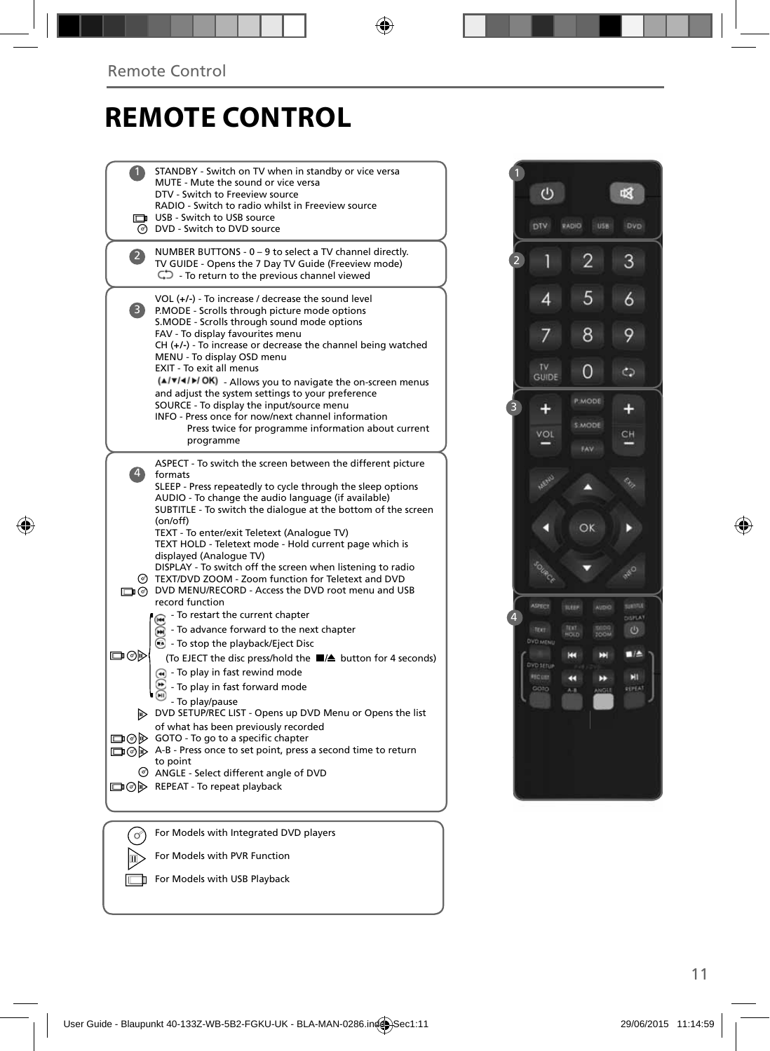# REMOTE CONTROL

**1**

STANDBY - Switch on TV when in standby or vice versa
MUTE - Mute the sound or vice versa
DTV - Switch to Freeview source
RADIO - Switch to radio whilst in Freeview source
USB - Switch to USB source
DVD - Switch to DVD source

**2**

NUMBER BUTTONS - 0 – 9 to select a TV channel directly.
TV GUIDE - Opens the 7 Day TV Guide (Freeview mode)
- To return to the previous channel viewed

**3**

VOL (+/-) - To increase / decrease the sound level
P.MODE - Scrolls through picture mode options
S.MODE - Scrolls through sound mode options
FAV - To display favourites menu
CH (+/-) - To increase or decrease the channel being watched
MENU - To display OSD menu
EXIT - To exit all menus
(▲/▼/◄/►/ OK) - Allows you to navigate the on-screen menus and adjust the system settings to your preference
SOURCE - To display the input/source menu
INFO - Press once for now/next channel information
Press twice for programme information about current programme

**4**

ASPECT - To switch the screen between the different picture formats
SLEEP - Press repeatedly to cycle through the sleep options
AUDIO - To change the audio language (if available)
SUBTITLE - To switch the dialogue at the bottom of the screen (on/off)
TEXT - To enter/exit Teletext (Analogue TV)
TEXT HOLD - Teletext mode - Hold current page which is displayed (Analogue TV)
DISPLAY - To switch off the screen when listening to radio
TEXT/DVD ZOOM - Zoom function for Teletext and DVD
DVD MENU/RECORD - Access the DVD root menu and USB record function
- To restart the current chapter
- To advance forward to the next chapter
- To stop the playback/Eject Disc
(To EJECT the disc press/hold the ■/▲ button for 4 seconds)
- To play in fast rewind mode
- To play in fast forward mode
- To play/pause
DVD SETUP/REC LIST - Opens up DVD Menu or Opens the list of what has been previously recorded
GOTO - To go to a specific chapter
A-B - Press once to set point, press a second time to return to point
ANGLE - Select different angle of DVD
REPEAT - To repeat playback

For Models with Integrated DVD players
For Models with PVR Function
For Models with USB Playback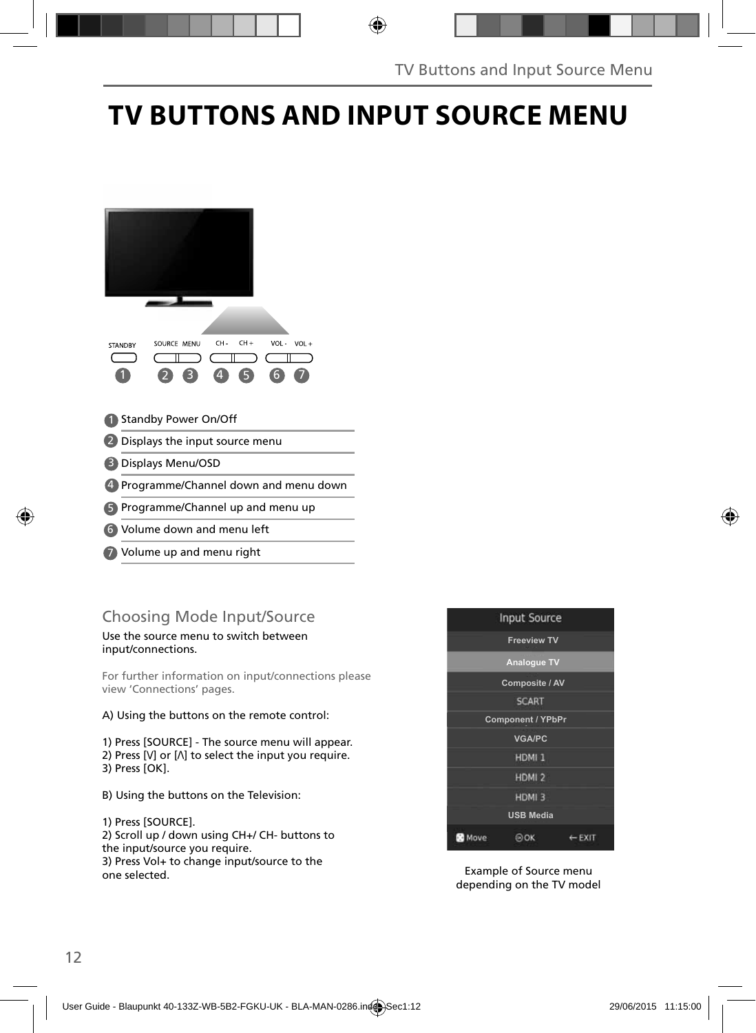# TV BUTTONS AND INPUT SOURCE MENU

STANDBY SOURCE MENU CH - CH + VOL - VOL +

1 2 3 4 5 6 7

1. Standby Power On/Off
2. Displays the input source menu
3. Displays Menu/OSD
4. Programme/Channel down and menu down
5. Programme/Channel up and menu up
6. Volume down and menu left
7. Volume up and menu right

## Choosing Mode Input/Source

Use the source menu to switch between input/connections.

For further information on input/connections please view 'Connections' pages.

A) Using the buttons on the remote control:

1) Press [SOURCE] - The source menu will appear.
2) Press [V] or [Λ] to select the input you require.
3) Press [OK].

B) Using the buttons on the Television:

1) Press [SOURCE].
2) Scroll up / down using CH+/ CH- buttons to the input/source you require.
3) Press Vol+ to change input/source to the one selected.

Input Source

- Freeview TV
- Analogue TV
- Composite / AV
- SCART
- Component / YPbPr
- VGA/PC
- HDMI 1
- HDMI 2
- HDMI 3
- USB Media

Move OK EXIT

Example of Source menu depending on the TV model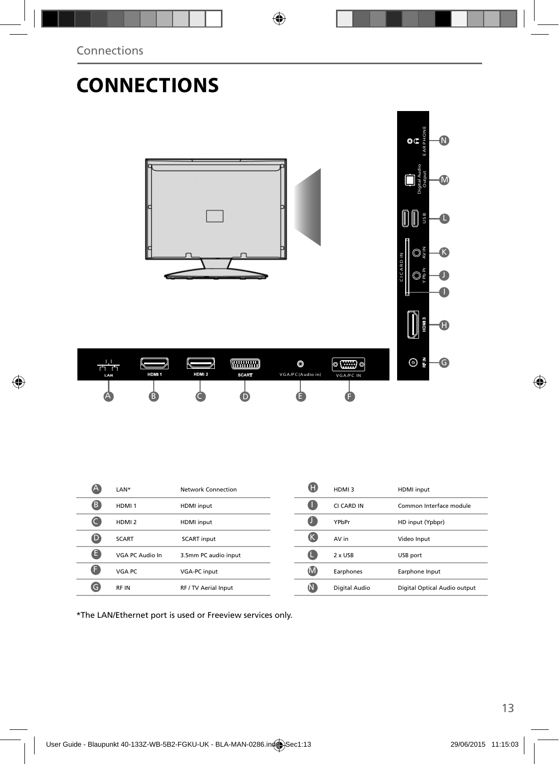# CONNECTIONS

| | | |
|---|---|---|
| A | LAN* | Network Connection |
| B | HDMI 1 | HDMI input |
| C | HDMI 2 | HDMI input |
| D | SCART | SCART input |
| E | VGA PC Audio In | 3.5mm PC audio input |
| F | VGA PC | VGA-PC input |
| G | RF IN | RF / TV Aerial Input |

| | | |
|---|---|---|
| H | HDMI 3 | HDMI input |
| I | CI CARD IN | Common Interface module |
| J | YPbPr | HD input (Ypbpr) |
| K | AV in | Video Input |
| L | 2 x USB | USB port |
| M | Earphones | Earphone Input |
| N | Digital Audio | Digital Optical Audio output |

*The LAN/Ethernet port is used or Freeview services only.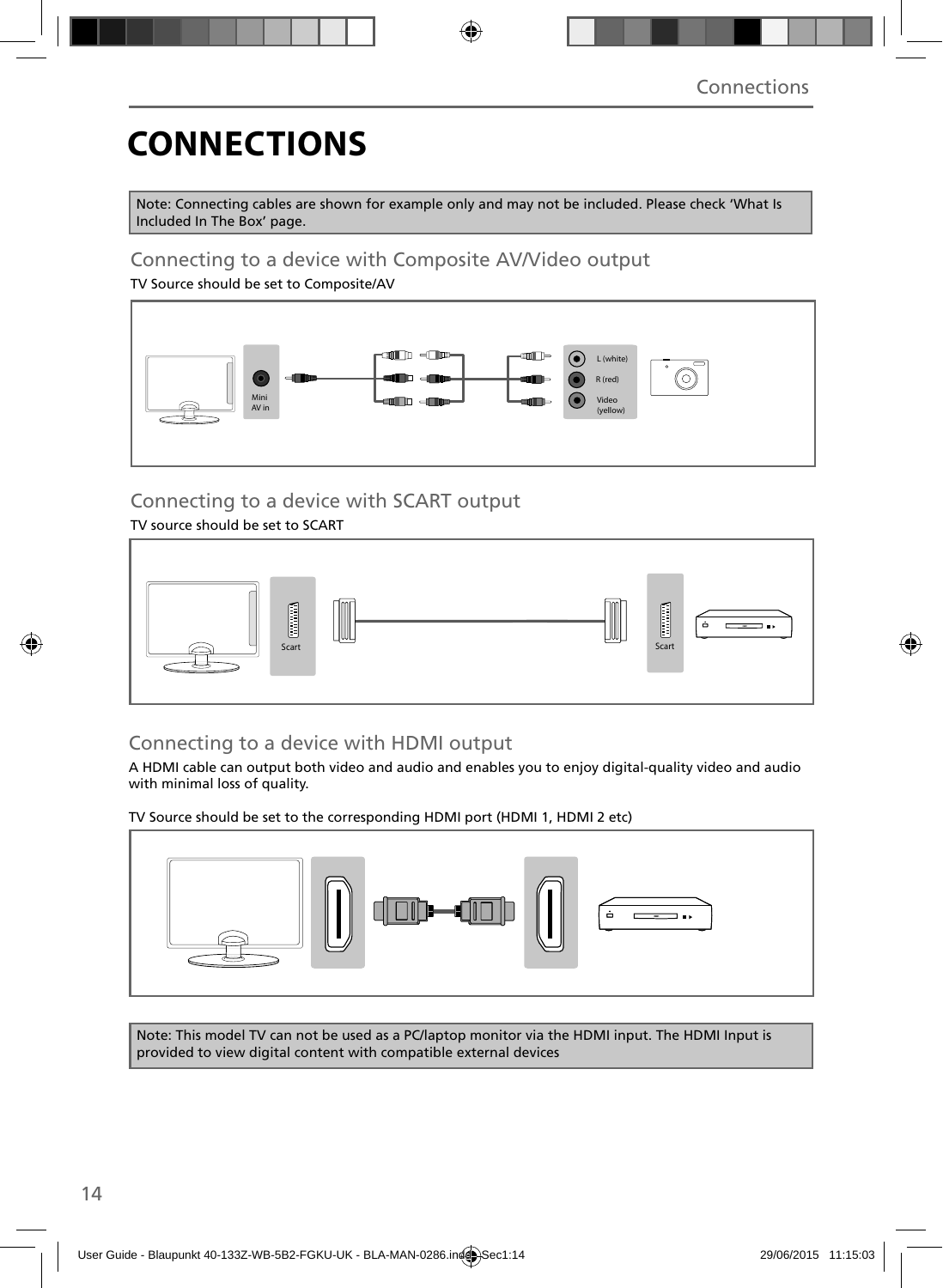# CONNECTIONS

Note: Connecting cables are shown for example only and may not be included. Please check 'What Is Included In The Box' page.

## Connecting to a device with Composite AV/Video output

TV Source should be set to Composite/AV

Mini AV in

L (white)

R (red)

Video (yellow)

## Connecting to a device with SCART output

TV source should be set to SCART

Scart

Scart

## Connecting to a device with HDMI output

A HDMI cable can output both video and audio and enables you to enjoy digital-quality video and audio with minimal loss of quality.

TV Source should be set to the corresponding HDMI port (HDMI 1, HDMI 2 etc)

Note: This model TV can not be used as a PC/laptop monitor via the HDMI input. The HDMI Input is provided to view digital content with compatible external devices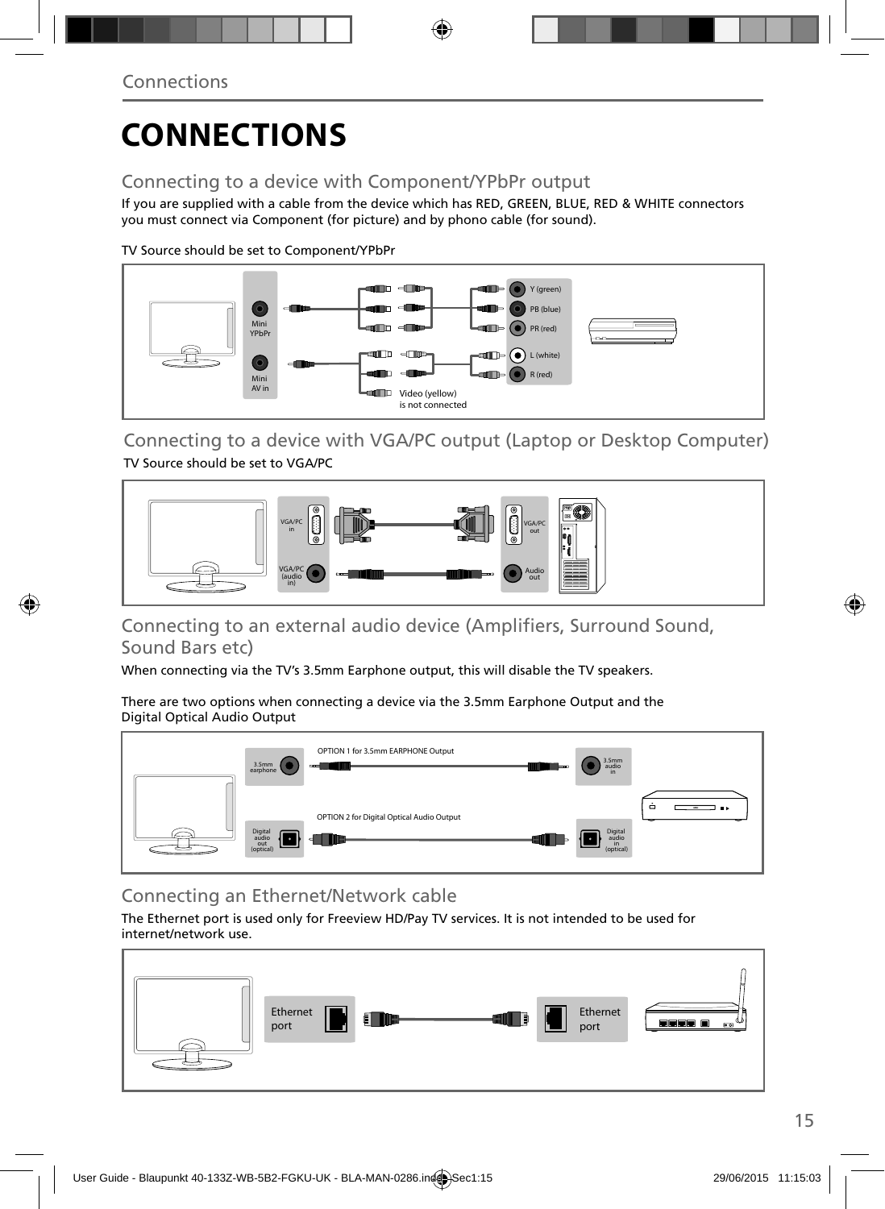# CONNECTIONS

## Connecting to a device with Component/YPbPr output

If you are supplied with a cable from the device which has RED, GREEN, BLUE, RED & WHITE connectors you must connect via Component (for picture) and by phono cable (for sound).

TV Source should be set to Component/YPbPr

Mini YPbPr

Mini AV in

Y (green)

PB (blue)

PR (red)

L (white)

R (red)

Video (yellow) is not connected

## Connecting to a device with VGA/PC output (Laptop or Desktop Computer)

TV Source should be set to VGA/PC

VGA/PC in

VGA/PC (audio in)

VGA/PC out

Audio out

## Connecting to an external audio device (Amplifiers, Surround Sound, Sound Bars etc)

When connecting via the TV's 3.5mm Earphone output, this will disable the TV speakers.

There are two options when connecting a device via the 3.5mm Earphone Output and the Digital Optical Audio Output

OPTION 1 for 3.5mm EARPHONE Output

3.5mm earphone

3.5mm audio in

OPTION 2 for Digital Optical Audio Output

Digital audio out (optical)

Digital audio in (optical)

## Connecting an Ethernet/Network cable

The Ethernet port is used only for Freeview HD/Pay TV services. It is not intended to be used for internet/network use.

Ethernet port

Ethernet port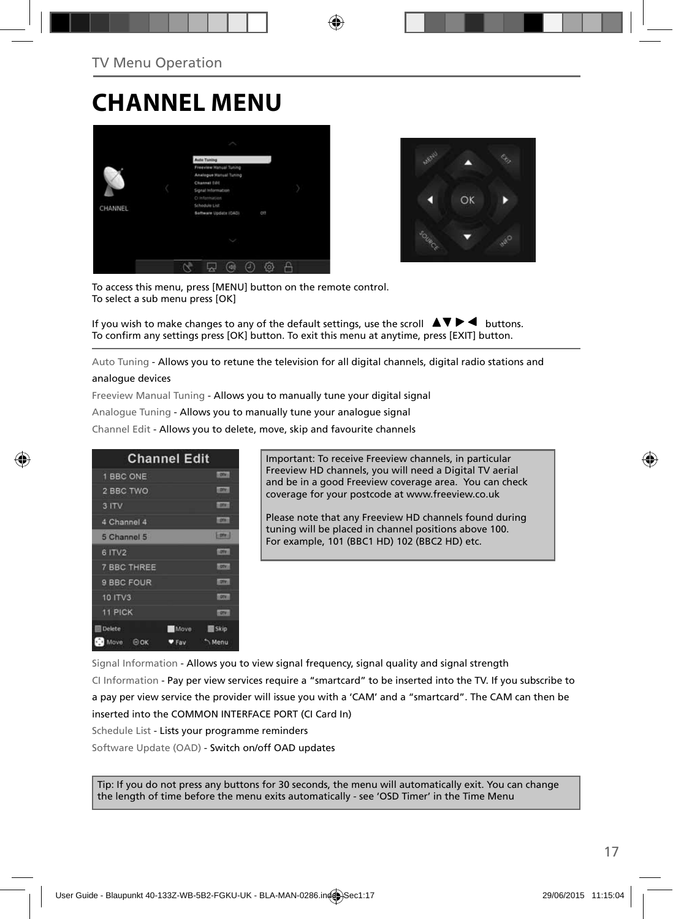TV Menu Operation

# CHANNEL MENU

To access this menu, press [MENU] button on the remote control.
To select a sub menu press [OK]

If you wish to make changes to any of the default settings, use the scroll ▲▼ ▶ ◀ buttons.
To confirm any settings press [OK] button. To exit this menu at anytime, press [EXIT] button.

Auto Tuning - Allows you to retune the television for all digital channels, digital radio stations and analogue devices

Freeview Manual Tuning - Allows you to manually tune your digital signal

Analogue Tuning - Allows you to manually tune your analogue signal

Channel Edit - Allows you to delete, move, skip and favourite channels

Important: To receive Freeview channels, in particular Freeview HD channels, you will need a Digital TV aerial and be in a good Freeview coverage area. You can check coverage for your postcode at www.freeview.co.uk

Please note that any Freeview HD channels found during tuning will be placed in channel positions above 100. For example, 101 (BBC1 HD) 102 (BBC2 HD) etc.

Signal Information - Allows you to view signal frequency, signal quality and signal strength

CI Information - Pay per view services require a "smartcard" to be inserted into the TV. If you subscribe to a pay per view service the provider will issue you with a 'CAM' and a "smartcard". The CAM can then be inserted into the COMMON INTERFACE PORT (CI Card In)

Schedule List - Lists your programme reminders

Software Update (OAD) - Switch on/off OAD updates

Tip: If you do not press any buttons for 30 seconds, the menu will automatically exit. You can change the length of time before the menu exits automatically - see 'OSD Timer' in the Time Menu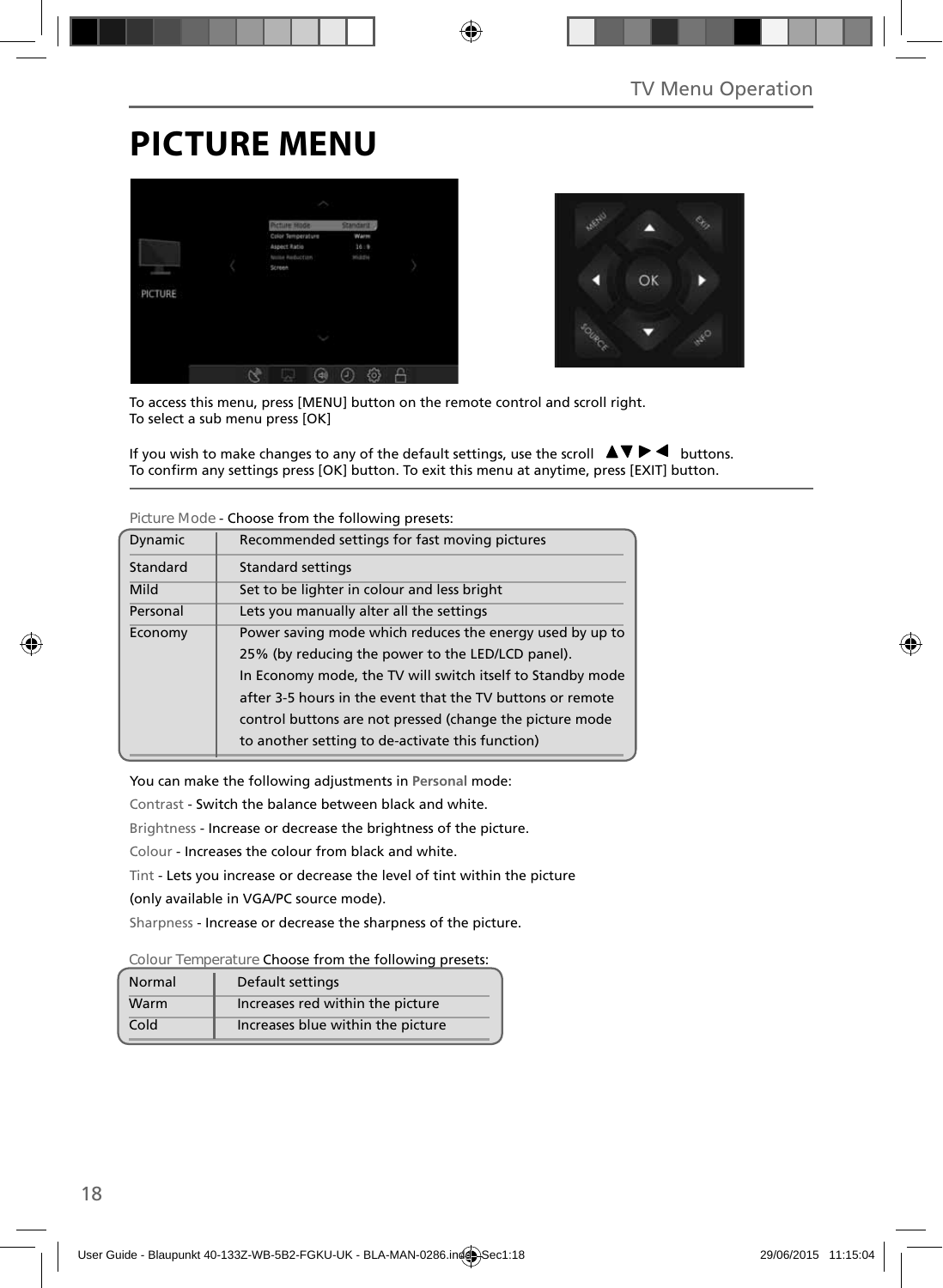TV Menu Operation

# PICTURE MENU

To access this menu, press [MENU] button on the remote control and scroll right.
To select a sub menu press [OK]

If you wish to make changes to any of the default settings, use the scroll ▲▼▶◀ buttons.
To confirm any settings press [OK] button. To exit this menu at anytime, press [EXIT] button.

Picture Mode - Choose from the following presets:

| | |
|---|---|
| Dynamic | Recommended settings for fast moving pictures |
| Standard | Standard settings |
| Mild | Set to be lighter in colour and less bright |
| Personal | Lets you manually alter all the settings |
| Economy | Power saving mode which reduces the energy used by up to 25% (by reducing the power to the LED/LCD panel). In Economy mode, the TV will switch itself to Standby mode after 3-5 hours in the event that the TV buttons or remote control buttons are not pressed (change the picture mode to another setting to de-activate this function) |

You can make the following adjustments in **Personal** mode:

Contrast - Switch the balance between black and white.

Brightness - Increase or decrease the brightness of the picture.

Colour - Increases the colour from black and white.

Tint - Lets you increase or decrease the level of tint within the picture (only available in VGA/PC source mode).

Sharpness - Increase or decrease the sharpness of the picture.

Colour Temperature Choose from the following presets:

| | |
|---|---|
| Normal | Default settings |
| Warm | Increases red within the picture |
| Cold | Increases blue within the picture |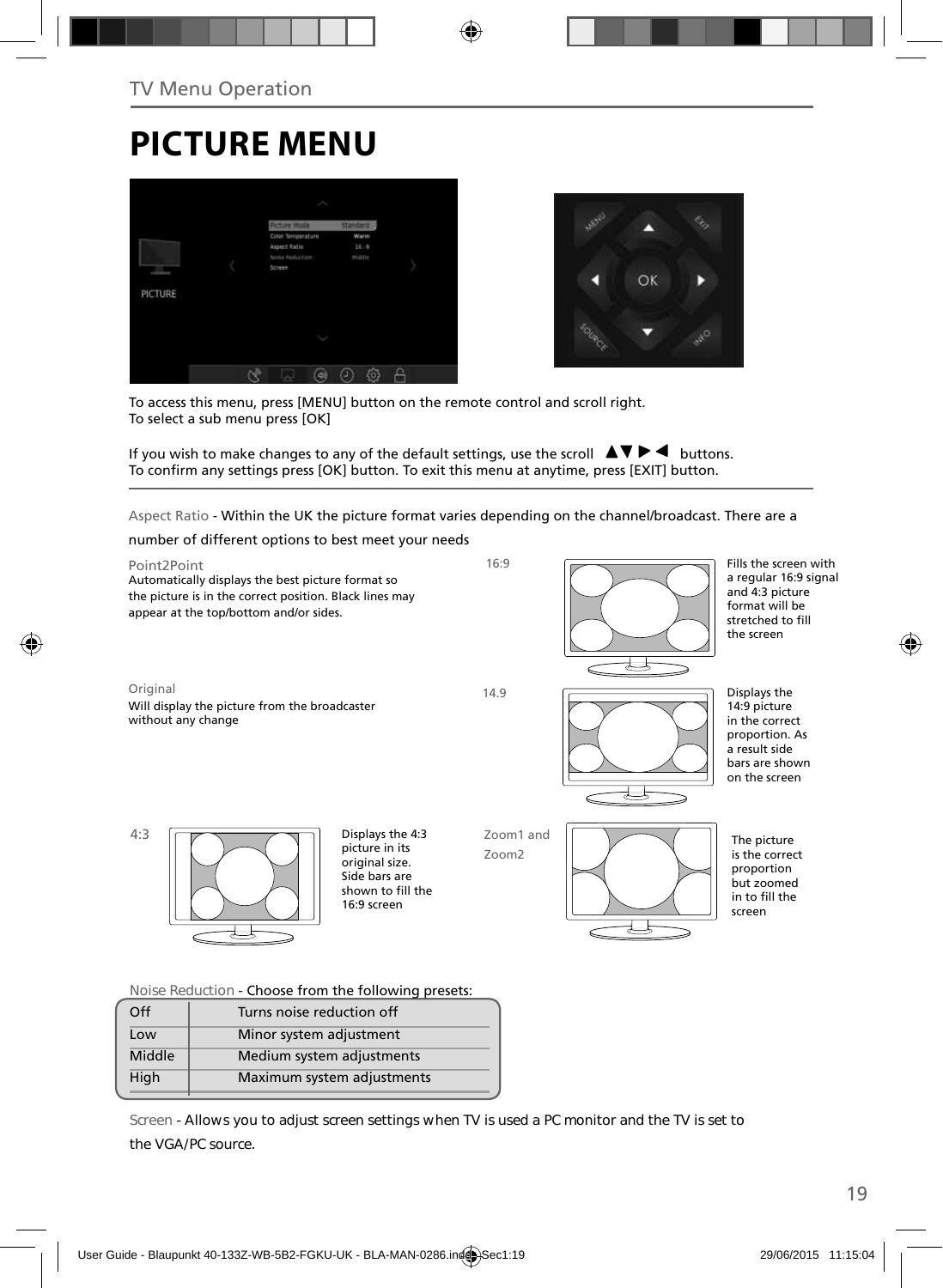TV Menu Operation

# PICTURE MENU

To access this menu, press [MENU] button on the remote control and scroll right.
To select a sub menu press [OK]

If you wish to make changes to any of the default settings, use the scroll ▲▼ ▶ ◀ buttons.
To confirm any settings press [OK] button. To exit this menu at anytime, press [EXIT] button.

Aspect Ratio - Within the UK the picture format varies depending on the channel/broadcast. There are a number of different options to best meet your needs

**Point2Point**
Automatically displays the best picture format so the picture is in the correct position. Black lines may appear at the top/bottom and/or sides.

**16:9**
Fills the screen with a regular 16:9 signal and 4:3 picture format will be stretched to fill the screen

**Original**
Will display the picture from the broadcaster without any change

**14.9**
Displays the 14:9 picture in the correct proportion. As a result side bars are shown on the screen

**4:3**
Displays the 4:3 picture in its original size. Side bars are shown to fill the 16:9 screen

**Zoom1 and Zoom2**
The picture is the correct proportion but zoomed in to fill the screen

Noise Reduction - Choose from the following presets:

| | |
|---|---|
| Off | Turns noise reduction off |
| Low | Minor system adjustment |
| Middle | Medium system adjustments |
| High | Maximum system adjustments |

Screen - Allows you to adjust screen settings when TV is used a PC monitor and the TV is set to the VGA/PC source.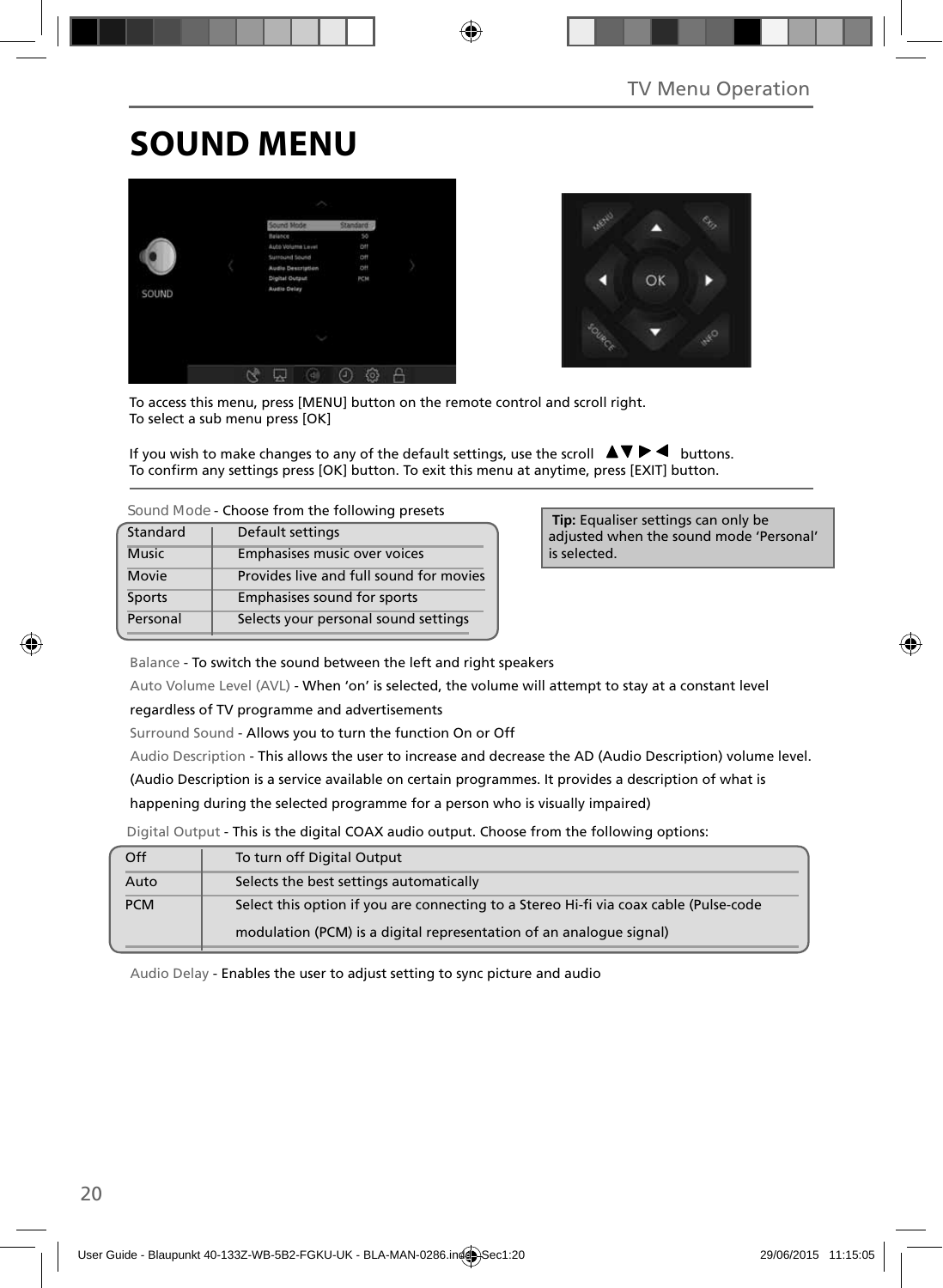# SOUND MENU

To access this menu, press [MENU] button on the remote control and scroll right.
To select a sub menu press [OK]

If you wish to make changes to any of the default settings, use the scroll ▲▼▶◀ buttons.
To confirm any settings press [OK] button. To exit this menu at anytime, press [EXIT] button.

Sound Mode - Choose from the following presets

| Standard | Default settings |
|---|---|
| Music | Emphasises music over voices |
| Movie | Provides live and full sound for movies |
| Sports | Emphasises sound for sports |
| Personal | Selects your personal sound settings |

**Tip:** Equaliser settings can only be adjusted when the sound mode 'Personal' is selected.

Balance - To switch the sound between the left and right speakers

Auto Volume Level (AVL) - When 'on' is selected, the volume will attempt to stay at a constant level regardless of TV programme and advertisements

Surround Sound - Allows you to turn the function On or Off

Audio Description - This allows the user to increase and decrease the AD (Audio Description) volume level. (Audio Description is a service available on certain programmes. It provides a description of what is happening during the selected programme for a person who is visually impaired)

Digital Output - This is the digital COAX audio output. Choose from the following options:

| Off | To turn off Digital Output |
|---|---|
| Auto | Selects the best settings automatically |
| PCM | Select this option if you are connecting to a Stereo Hi-fi via coax cable (Pulse-code modulation (PCM) is a digital representation of an analogue signal) |

Audio Delay - Enables the user to adjust setting to sync picture and audio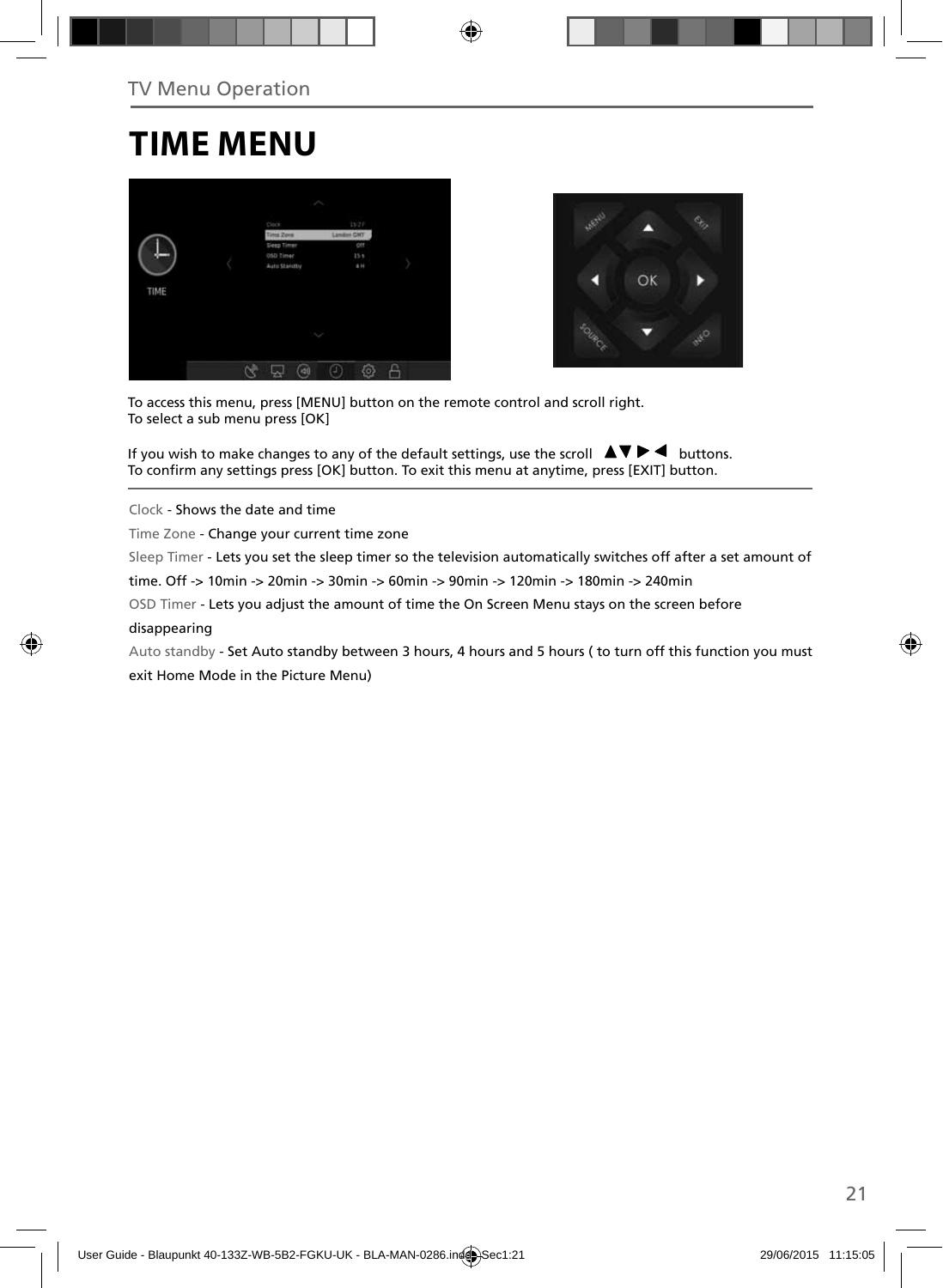# TIME MENU

To access this menu, press [MENU] button on the remote control and scroll right.
To select a sub menu press [OK]

If you wish to make changes to any of the default settings, use the scroll ▲▼▶◀ buttons.
To confirm any settings press [OK] button. To exit this menu at anytime, press [EXIT] button.

Clock - Shows the date and time

Time Zone - Change your current time zone

Sleep Timer - Lets you set the sleep timer so the television automatically switches off after a set amount of time. Off -> 10min -> 20min -> 30min -> 60min -> 90min -> 120min -> 180min -> 240min

OSD Timer - Lets you adjust the amount of time the On Screen Menu stays on the screen before disappearing

Auto standby - Set Auto standby between 3 hours, 4 hours and 5 hours ( to turn off this function you must exit Home Mode in the Picture Menu)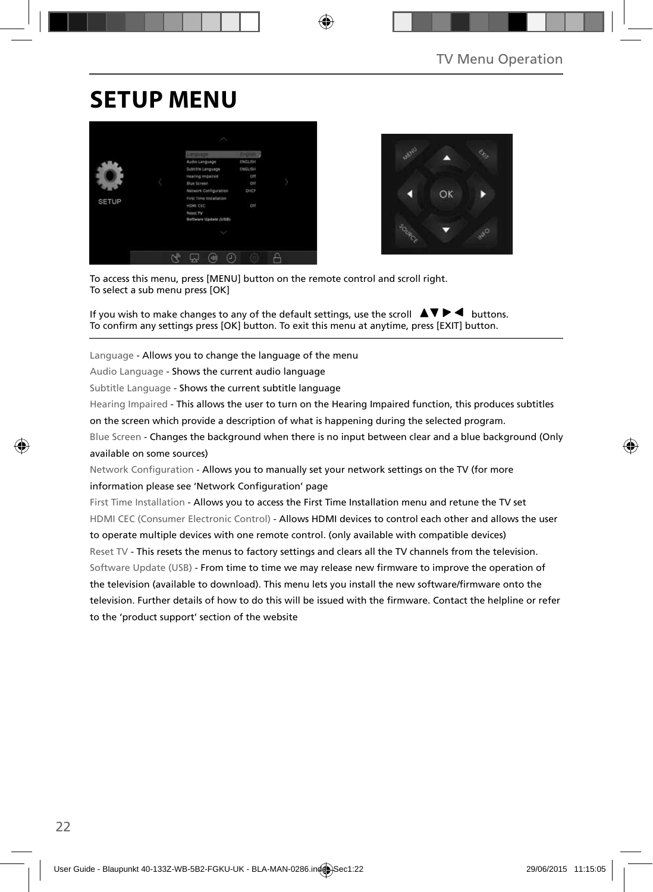# SETUP MENU

To access this menu, press [MENU] button on the remote control and scroll right.
To select a sub menu press [OK]

If you wish to make changes to any of the default settings, use the scroll ▲▼ ▶ ◀ buttons.
To confirm any settings press [OK] button. To exit this menu at anytime, press [EXIT] button.

Language - Allows you to change the language of the menu

Audio Language - Shows the current audio language

Subtitle Language - Shows the current subtitle language

Hearing Impaired - This allows the user to turn on the Hearing Impaired function, this produces subtitles on the screen which provide a description of what is happening during the selected program.

Blue Screen - Changes the background when there is no input between clear and a blue background (Only available on some sources)

Network Configuration - Allows you to manually set your network settings on the TV (for more information please see 'Network Configuration' page

First Time Installation - Allows you to access the First Time Installation menu and retune the TV set

HDMI CEC (Consumer Electronic Control) - Allows HDMI devices to control each other and allows the user to operate multiple devices with one remote control. (only available with compatible devices)

Reset TV - This resets the menus to factory settings and clears all the TV channels from the television.

Software Update (USB) - From time to time we may release new firmware to improve the operation of the television (available to download). This menu lets you install the new software/firmware onto the television. Further details of how to do this will be issued with the firmware. Contact the helpline or refer to the 'product support' section of the website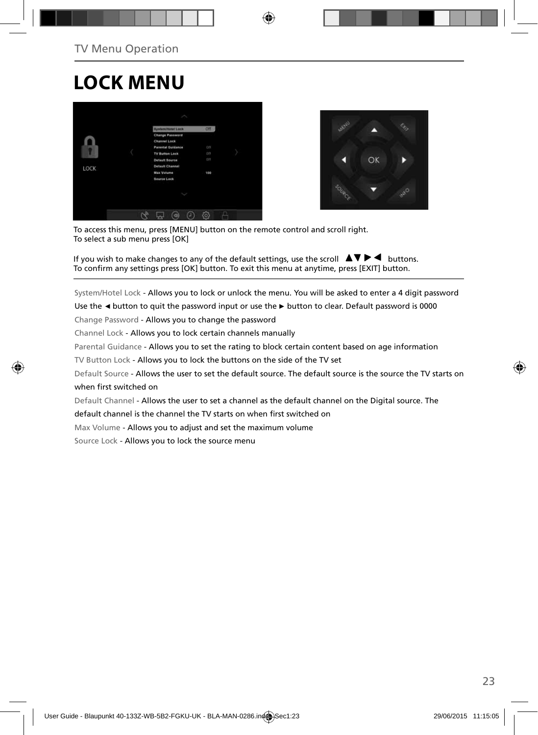# LOCK MENU

To access this menu, press [MENU] button on the remote control and scroll right.
To select a sub menu press [OK]

If you wish to make changes to any of the default settings, use the scroll ▲▼ ► ◄ buttons.
To confirm any settings press [OK] button. To exit this menu at anytime, press [EXIT] button.

System/Hotel Lock - Allows you to lock or unlock the menu. You will be asked to enter a 4 digit password
Use the ◄ button to quit the password input or use the ► button to clear. Default password is 0000

Change Password - Allows you to change the password

Channel Lock - Allows you to lock certain channels manually

Parental Guidance - Allows you to set the rating to block certain content based on age information

TV Button Lock - Allows you to lock the buttons on the side of the TV set

Default Source - Allows the user to set the default source. The default source is the source the TV starts on when first switched on

Default Channel - Allows the user to set a channel as the default channel on the Digital source. The default channel is the channel the TV starts on when first switched on

Max Volume - Allows you to adjust and set the maximum volume

Source Lock - Allows you to lock the source menu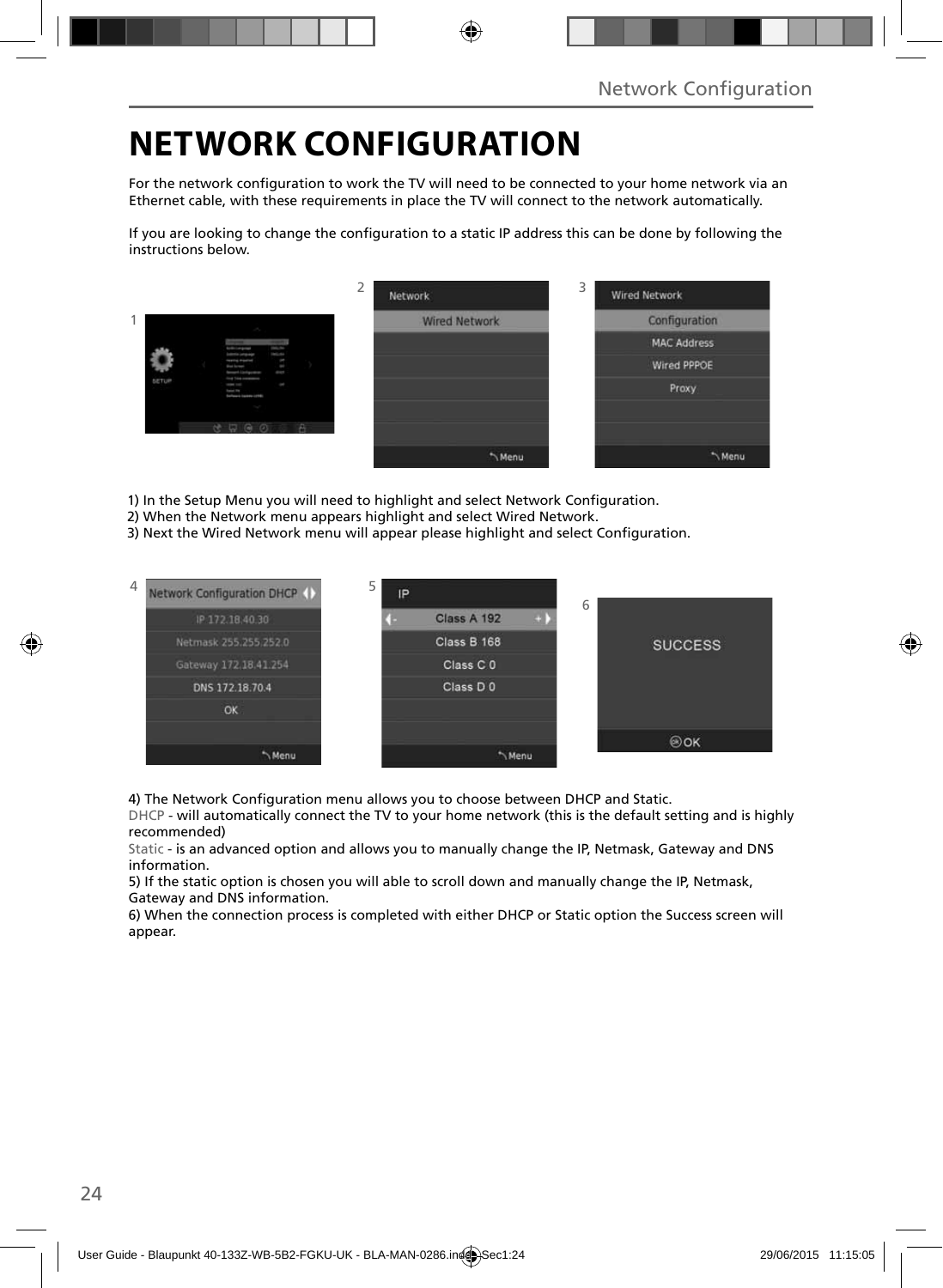# NETWORK CONFIGURATION

For the network configuration to work the TV will need to be connected to your home network via an Ethernet cable, with these requirements in place the TV will connect to the network automatically.

If you are looking to change the configuration to a static IP address this can be done by following the instructions below.

1) In the Setup Menu you will need to highlight and select Network Configuration.
2) When the Network menu appears highlight and select Wired Network.
3) Next the Wired Network menu will appear please highlight and select Configuration.

4) The Network Configuration menu allows you to choose between DHCP and Static.
DHCP - will automatically connect the TV to your home network (this is the default setting and is highly recommended)
Static - is an advanced option and allows you to manually change the IP, Netmask, Gateway and DNS information.
5) If the static option is chosen you will able to scroll down and manually change the IP, Netmask, Gateway and DNS information.
6) When the connection process is completed with either DHCP or Static option the Success screen will appear.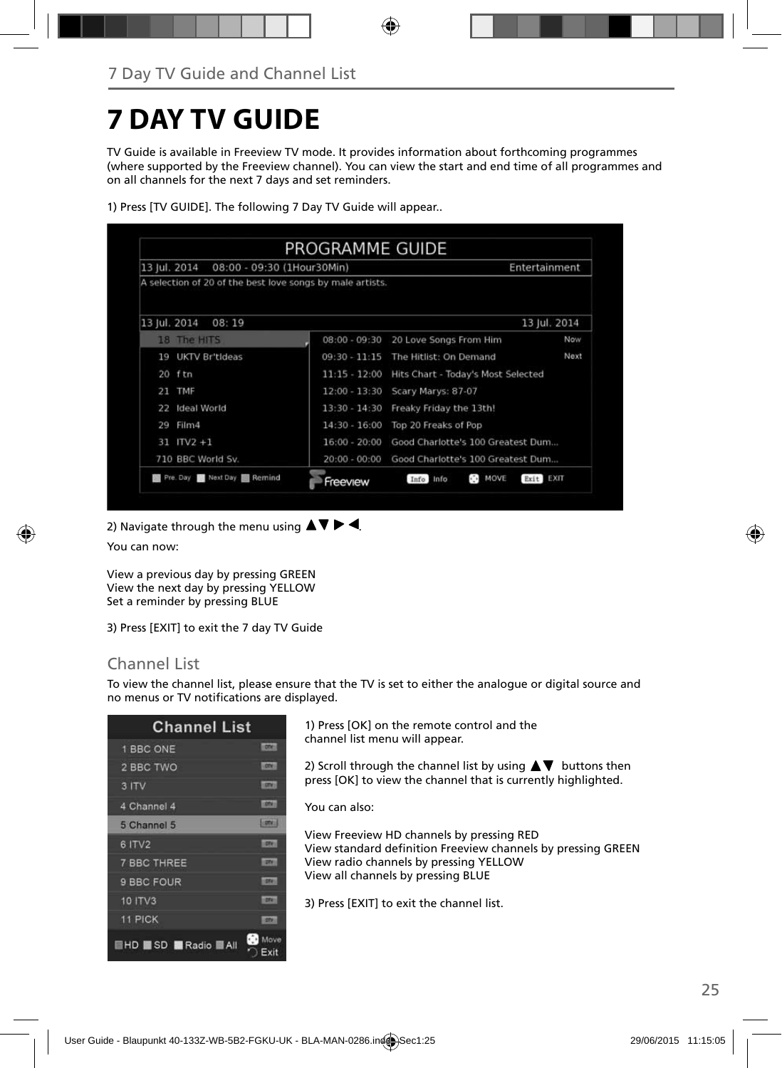# 7 DAY TV GUIDE

TV Guide is available in Freeview TV mode. It provides information about forthcoming programmes (where supported by the Freeview channel). You can view the start and end time of all programmes and on all channels for the next 7 days and set reminders.

1) Press [TV GUIDE]. The following 7 Day TV Guide will appear..

2) Navigate through the menu using ▲▼ ▶ ◀.

You can now:

View a previous day by pressing GREEN
View the next day by pressing YELLOW
Set a reminder by pressing BLUE

3) Press [EXIT] to exit the 7 day TV Guide

## Channel List

To view the channel list, please ensure that the TV is set to either the analogue or digital source and no menus or TV notifications are displayed.

1) Press [OK] on the remote control and the channel list menu will appear.

2) Scroll through the channel list by using ▲▼ buttons then press [OK] to view the channel that is currently highlighted.

You can also:

View Freeview HD channels by pressing RED
View standard definition Freeview channels by pressing GREEN
View radio channels by pressing YELLOW
View all channels by pressing BLUE

3) Press [EXIT] to exit the channel list.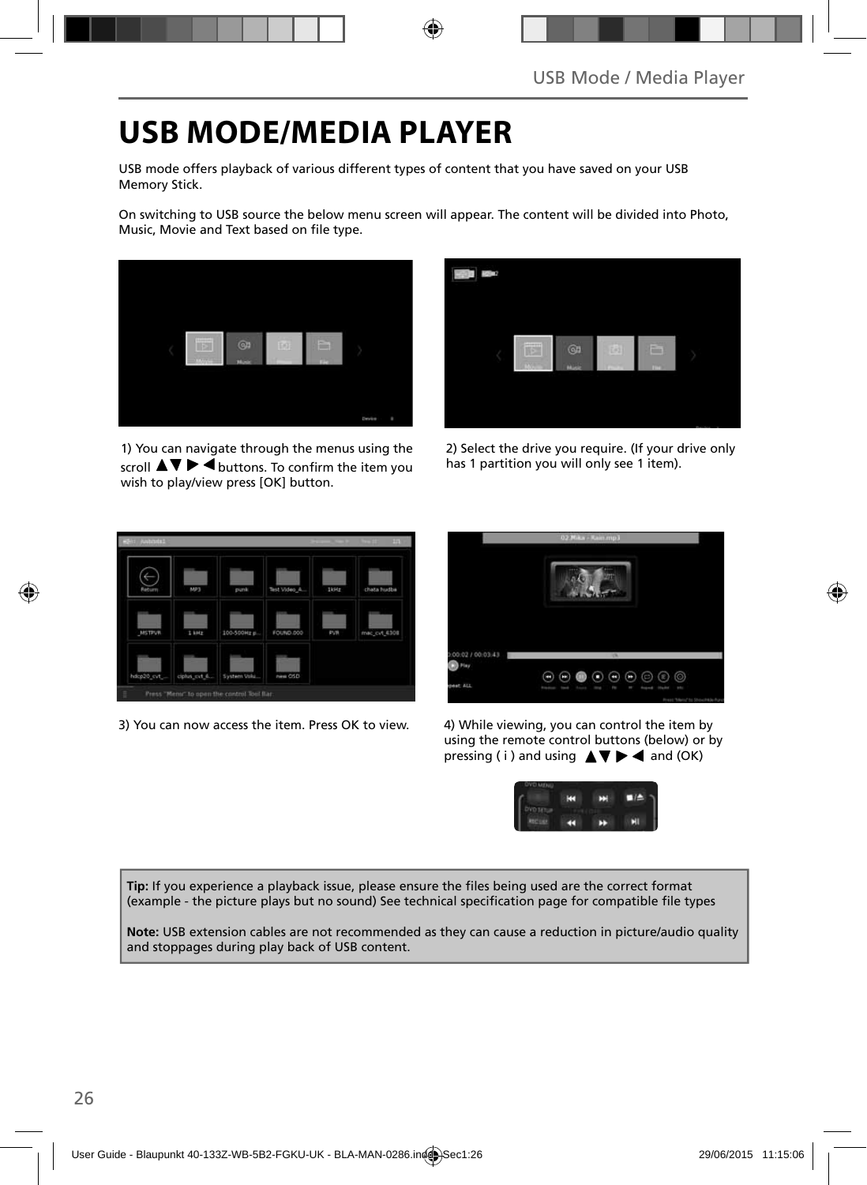# USB MODE/MEDIA PLAYER

USB mode offers playback of various different types of content that you have saved on your USB Memory Stick.

On switching to USB source the below menu screen will appear. The content will be divided into Photo, Music, Movie and Text based on file type.

1) You can navigate through the menus using the scroll ▲▼ ▶ ◀ buttons. To confirm the item you wish to play/view press [OK] button.

2) Select the drive you require. (If your drive only has 1 partition you will only see 1 item).

3) You can now access the item. Press OK to view.

4) While viewing, you can control the item by using the remote control buttons (below) or by pressing ( i ) and using ▲▼ ▶ ◀ and (OK)

**Tip:** If you experience a playback issue, please ensure the files being used are the correct format (example - the picture plays but no sound) See technical specification page for compatible file types

**Note:** USB extension cables are not recommended as they can cause a reduction in picture/audio quality and stoppages during play back of USB content.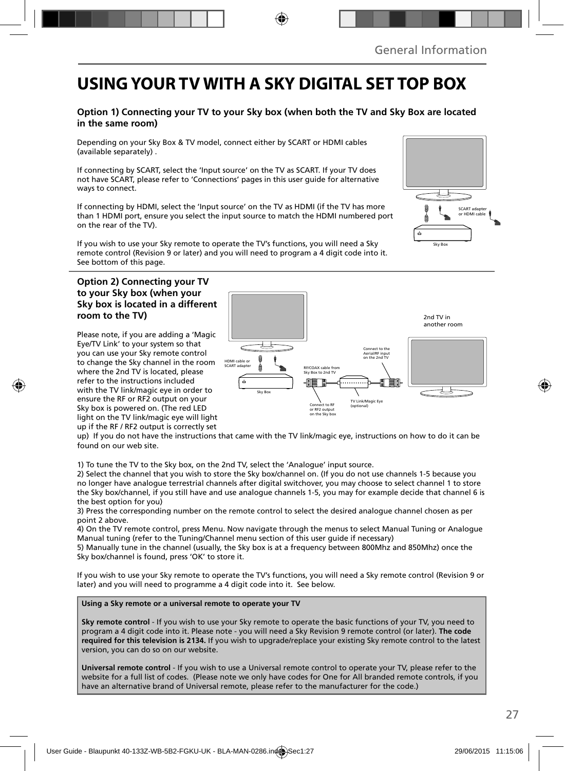# USING YOUR TV WITH A SKY DIGITAL SET TOP BOX

### Option 1) Connecting your TV to your Sky box (when both the TV and Sky Box are located in the same room)

Depending on your Sky Box & TV model, connect either by SCART or HDMI cables (available separately) .

If connecting by SCART, select the 'Input source' on the TV as SCART. If your TV does not have SCART, please refer to 'Connections' pages in this user guide for alternative ways to connect.

If connecting by HDMI, select the 'Input source' on the TV as HDMI (if the TV has more than 1 HDMI port, ensure you select the input source to match the HDMI numbered port on the rear of the TV).

If you wish to use your Sky remote to operate the TV's functions, you will need a Sky remote control (Revision 9 or later) and you will need to program a 4 digit code into it. See bottom of this page.

### Option 2) Connecting your TV to your Sky box (when your Sky box is located in a different room to the TV)

Please note, if you are adding a 'Magic Eye/TV Link' to your system so that you can use your Sky remote control to change the Sky channel in the room where the 2nd TV is located, please refer to the instructions included with the TV link/magic eye in order to ensure the RF or RF2 output on your Sky box is powered on. (The red LED light on the TV link/magic eye will light up if the RF / RF2 output is correctly set up) If you do not have the instructions that came with the TV link/magic eye, instructions on how to do it can be found on our web site.

1) To tune the TV to the Sky box, on the 2nd TV, select the 'Analogue' input source.
2) Select the channel that you wish to store the Sky box/channel on. (If you do not use channels 1-5 because you no longer have analogue terrestrial channels after digital switchover, you may choose to select channel 1 to store the Sky box/channel, if you still have and use analogue channels 1-5, you may for example decide that channel 6 is the best option for you)
3) Press the corresponding number on the remote control to select the desired analogue channel chosen as per point 2 above.
4) On the TV remote control, press Menu. Now navigate through the menus to select Manual Tuning or Analogue Manual tuning (refer to the Tuning/Channel menu section of this user guide if necessary)
5) Manually tune in the channel (usually, the Sky box is at a frequency between 800Mhz and 850Mhz) once the Sky box/channel is found, press 'OK' to store it.

If you wish to use your Sky remote to operate the TV's functions, you will need a Sky remote control (Revision 9 or later) and you will need to programme a 4 digit code into it. See below.

**Using a Sky remote or a universal remote to operate your TV**

**Sky remote control** - If you wish to use your Sky remote to operate the basic functions of your TV, you need to program a 4 digit code into it. Please note - you will need a Sky Revision 9 remote control (or later). **The code required for this television is 2134.** If you wish to upgrade/replace your existing Sky remote control to the latest version, you can do so on our website.

**Universal remote control** - If you wish to use a Universal remote control to operate your TV, please refer to the website for a full list of codes. (Please note we only have codes for One for All branded remote controls, if you have an alternative brand of Universal remote, please refer to the manufacturer for the code.)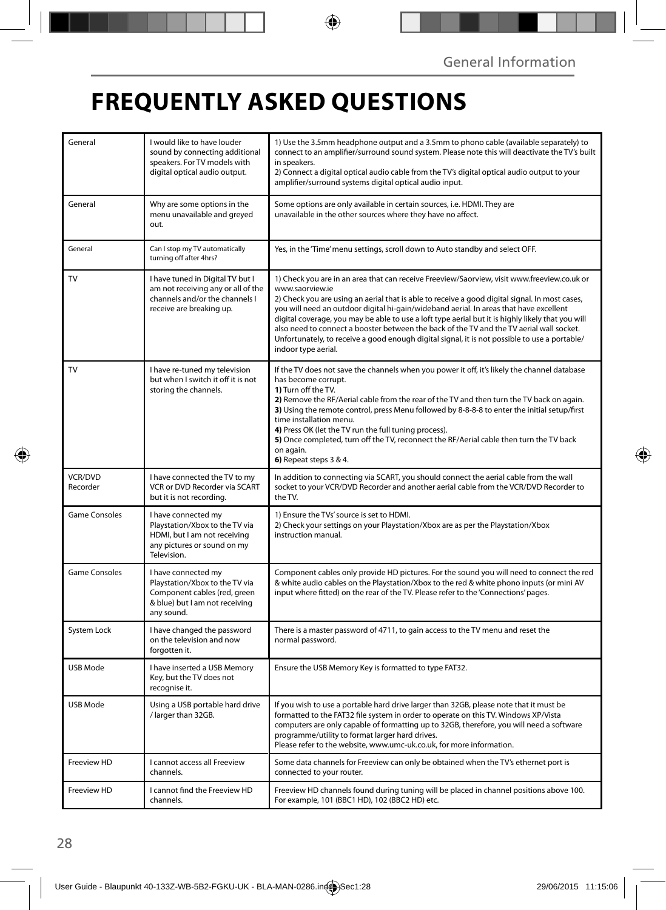# FREQUENTLY ASKED QUESTIONS

| | | |
|---|---|---|
| General | I would like to have louder sound by connecting additional speakers. For TV models with digital optical audio output. | 1) Use the 3.5mm headphone output and a 3.5mm to phono cable (available separately) to connect to an amplifier/surround sound system. Please note this will deactivate the TV's built in speakers.<br>2) Connect a digital optical audio cable from the TV's digital optical audio output to your amplifier/surround systems digital optical audio input. |
| General | Why are some options in the menu unavailable and greyed out. | Some options are only available in certain sources, i.e. HDMI. They are unavailable in the other sources where they have no affect. |
| General | Can I stop my TV automatically turning off after 4hrs? | Yes, in the 'Time' menu settings, scroll down to Auto standby and select OFF. |
| TV | I have tuned in Digital TV but I am not receiving any or all of the channels and/or the channels I receive are breaking up. | 1) Check you are in an area that can receive Freeview/Saorview, visit www.freeview.co.uk or www.saorview.ie<br>2) Check you are using an aerial that is able to receive a good digital signal. In most cases, you will need an outdoor digital hi-gain/wideband aerial. In areas that have excellent digital coverage, you may be able to use a loft type aerial but it is highly likely that you will also need to connect a booster between the back of the TV and the TV aerial wall socket. Unfortunately, to receive a good enough digital signal, it is not possible to use a portable/indoor type aerial. |
| TV | I have re-tuned my television but when I switch it off it is not storing the channels. | If the TV does not save the channels when you power it off, it's likely the channel database has become corrupt.<br>**1)** Turn off the TV.<br>**2)** Remove the RF/Aerial cable from the rear of the TV and then turn the TV back on again.<br>**3)** Using the remote control, press Menu followed by 8-8-8-8 to enter the initial setup/first time installation menu.<br>**4)** Press OK (let the TV run the full tuning process).<br>**5)** Once completed, turn off the TV, reconnect the RF/Aerial cable then turn the TV back on again.<br>**6)** Repeat steps 3 & 4. |
| VCR/DVD Recorder | I have connected the TV to my VCR or DVD Recorder via SCART but it is not recording. | In addition to connecting via SCART, you should connect the aerial cable from the wall socket to your VCR/DVD Recorder and another aerial cable from the VCR/DVD Recorder to the TV. |
| Game Consoles | I have connected my Playstation/Xbox to the TV via HDMI, but I am not receiving any pictures or sound on my Television. | 1) Ensure the TVs' source is set to HDMI.<br>2) Check your settings on your Playstation/Xbox are as per the Playstation/Xbox instruction manual. |
| Game Consoles | I have connected my Playstation/Xbox to the TV via Component cables (red, green & blue) but I am not receiving any sound. | Component cables only provide HD pictures. For the sound you will need to connect the red & white audio cables on the Playstation/Xbox to the red & white phono inputs (or mini AV input where fitted) on the rear of the TV. Please refer to the 'Connections' pages. |
| System Lock | I have changed the password on the television and now forgotten it. | There is a master password of 4711, to gain access to the TV menu and reset the normal password. |
| USB Mode | I have inserted a USB Memory Key, but the TV does not recognise it. | Ensure the USB Memory Key is formatted to type FAT32. |
| USB Mode | Using a USB portable hard drive / larger than 32GB. | If you wish to use a portable hard drive larger than 32GB, please note that it must be formatted to the FAT32 file system in order to operate on this TV. Windows XP/Vista computers are only capable of formatting up to 32GB, therefore, you will need a software programme/utility to format larger hard drives.<br>Please refer to the website, www.umc-uk.co.uk, for more information. |
| Freeview HD | I cannot access all Freeview channels. | Some data channels for Freeview can only be obtained when the TV's ethernet port is connected to your router. |
| Freeview HD | I cannot find the Freeview HD channels. | Freeview HD channels found during tuning will be placed in channel positions above 100. For example, 101 (BBC1 HD), 102 (BBC2 HD) etc. |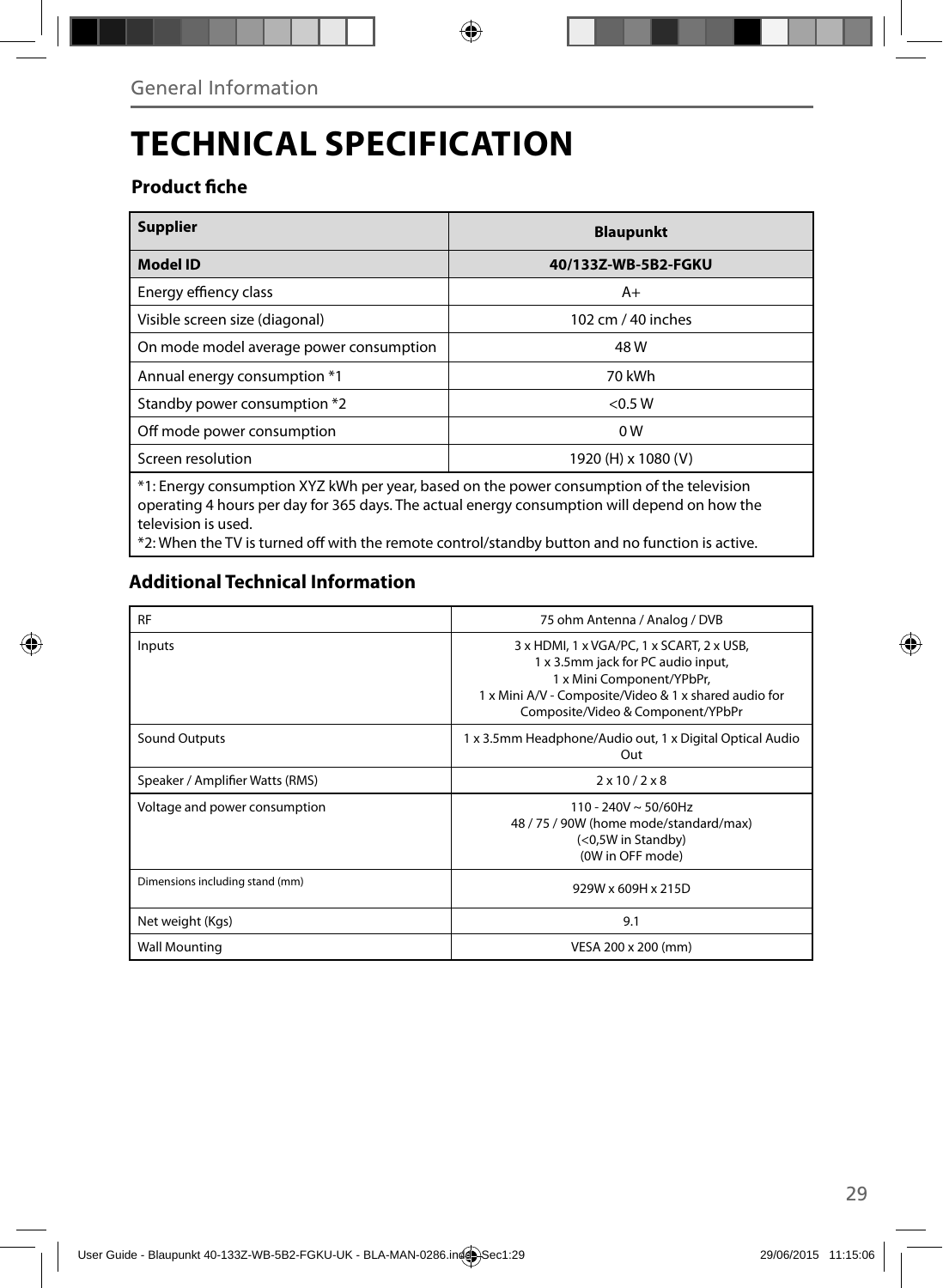General Information

# TECHNICAL SPECIFICATION

## Product fiche

| Supplier | Blaupunkt |
|---|---|
| **Model ID** | **40/133Z-WB-5B2-FGKU** |
| Energy effiency class | A+ |
| Visible screen size (diagonal) | 102 cm / 40 inches |
| On mode model average power consumption | 48 W |
| Annual energy consumption *1 | 70 kWh |
| Standby power consumption *2 | <0.5 W |
| Off mode power consumption | 0 W |
| Screen resolution | 1920 (H) x 1080 (V) |

*1: Energy consumption XYZ kWh per year, based on the power consumption of the television operating 4 hours per day for 365 days. The actual energy consumption will depend on how the television is used.
*2: When the TV is turned off with the remote control/standby button and no function is active.

## Additional Technical Information

| RF | 75 ohm Antenna / Analog / DVB |
|---|---|
| Inputs | 3 x HDMI, 1 x VGA/PC, 1 x SCART, 2 x USB, 1 x 3.5mm jack for PC audio input, 1 x Mini Component/YPbPr, 1 x Mini A/V - Composite/Video & 1 x shared audio for Composite/Video & Component/YPbPr |
| Sound Outputs | 1 x 3.5mm Headphone/Audio out, 1 x Digital Optical Audio Out |
| Speaker / Amplifier Watts (RMS) | 2 x 10 / 2 x 8 |
| Voltage and power consumption | 110 - 240V ~ 50/60Hz 48 / 75 / 90W (home mode/standard/max) (<0,5W in Standby) (0W in OFF mode) |
| Dimensions including stand (mm) | 929W x 609H x 215D |
| Net weight (Kgs) | 9.1 |
| Wall Mounting | VESA 200 x 200 (mm) |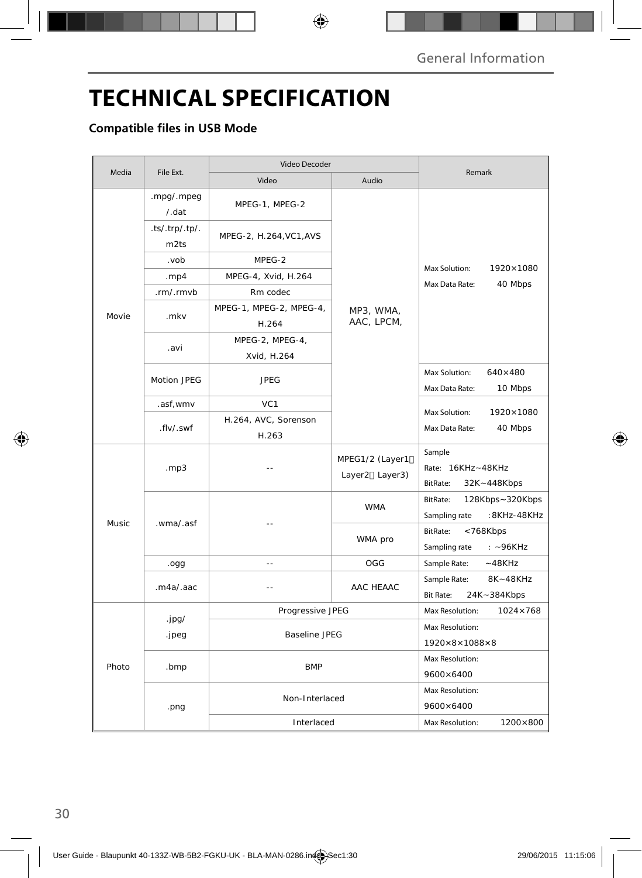# TECHNICAL SPECIFICATION

## Compatible files in USB Mode

| Media | File Ext. | Video Decoder | | Remark |
|---|---|---|---|---|
| | | Video | Audio | |
| Movie | .mpg/.mpeg/.dat | MPEG-1, MPEG-2 | MP3, WMA, AAC, LPCM, | Max Solution: 1920×1080<br>Max Data Rate: 40 Mbps |
| | .ts/.trp/.tp/.m2ts | MPEG-2, H.264,VC1,AVS | | |
| | .vob | MPEG-2 | | |
| | .mp4 | MPEG-4, Xvid, H.264 | | |
| | .rm/.rmvb | Rm codec | | |
| | .mkv | MPEG-1, MPEG-2, MPEG-4, H.264 | | |
| | .avi | MPEG-2, MPEG-4, Xvid, H.264 | | |
| | Motion JPEG | JPEG | | Max Solution: 640×480<br>Max Data Rate: 10 Mbps |
| | .asf,wmv | VC1 | | Max Solution: 1920×1080<br>Max Data Rate: 40 Mbps |
| | .flv/.swf | H.264, AVC, Sorenson H.263 | | |
| Music | .mp3 | -- | MPEG1/2 (Layer1、Layer2、Layer3) | Sample Rate: 16KHz~48KHz<br>BitRate: 32K~448Kbps |
| | .wma/.asf | -- | WMA | BitRate: 128Kbps~320Kbps<br>Sampling rate :8KHz-48KHz |
| | | | WMA pro | BitRate: <768Kbps<br>Sampling rate : ~96KHz |
| | .ogg | -- | OGG | Sample Rate: ~48KHz |
| | .m4a/.aac | -- | AAC HEAAC | Sample Rate: 8K~48KHz<br>Bit Rate: 24K~384Kbps |
| Photo | .jpg/.jpeg | Progressive JPEG | | Max Resolution: 1024×768 |
| | | Baseline JPEG | | Max Resolution: 1920×8×1088×8 |
| | .bmp | BMP | | Max Resolution: 9600×6400 |
| | .png | Non-Interlaced | | Max Resolution: 9600×6400 |
| | | Interlaced | | Max Resolution: 1200×800 |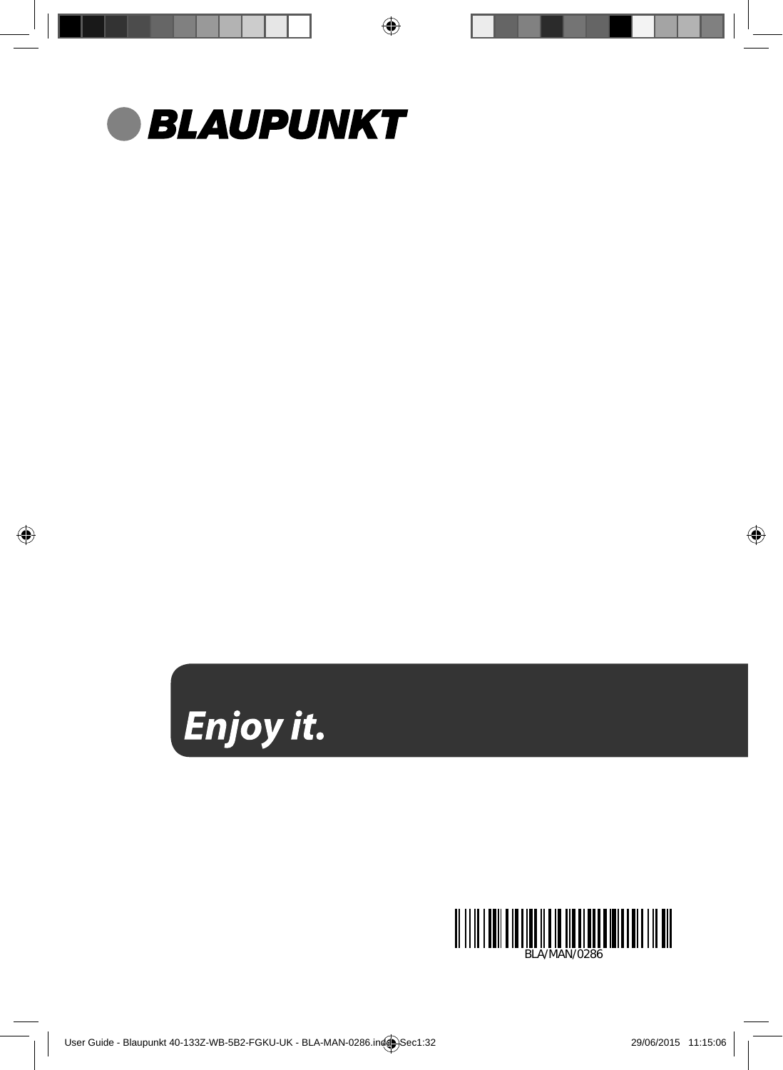BLAUPUNKT

*Enjoy it.*

BLA/MAN/0286